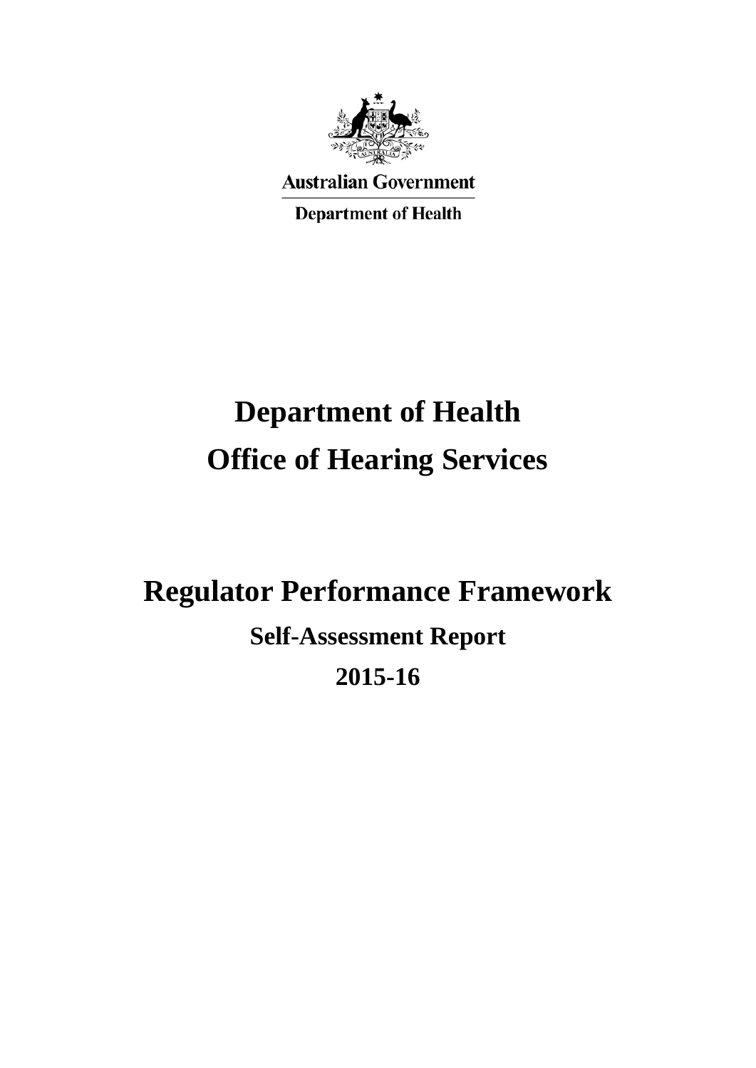Australian Government

Department of Health

# Department of Health

# Office of Hearing Services

# Regulator Performance Framework

## Self-Assessment Report

## 2015-16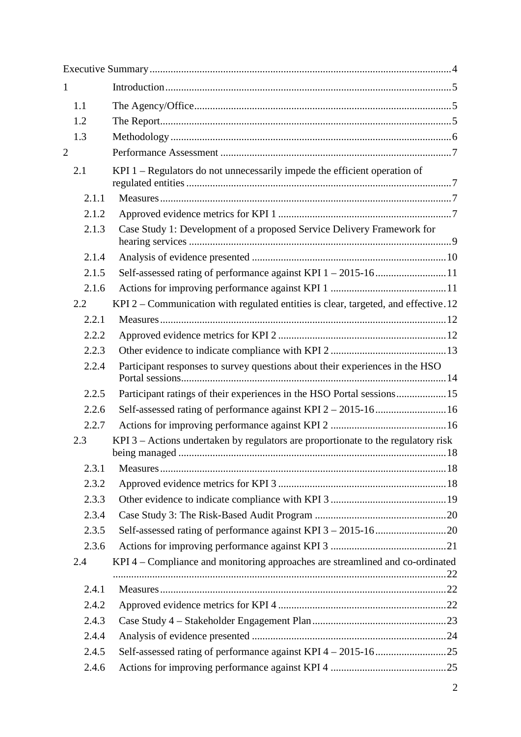Executive Summary ..... 4

1 Introduction ..... 5

- 1.1 The Agency/Office ..... 5
- 1.2 The Report ..... 5
- 1.3 Methodology ..... 6

2 Performance Assessment ..... 7

- 2.1 KPI 1 – Regulators do not unnecessarily impede the efficient operation of regulated entities ..... 7
  - 2.1.1 Measures ..... 7
  - 2.1.2 Approved evidence metrics for KPI 1 ..... 7
  - 2.1.3 Case Study 1: Development of a proposed Service Delivery Framework for hearing services ..... 9
  - 2.1.4 Analysis of evidence presented ..... 10
  - 2.1.5 Self-assessed rating of performance against KPI 1 – 2015-16 ..... 11
  - 2.1.6 Actions for improving performance against KPI 1 ..... 11
- 2.2 KPI 2 – Communication with regulated entities is clear, targeted, and effective ..... 12
  - 2.2.1 Measures ..... 12
  - 2.2.2 Approved evidence metrics for KPI 2 ..... 12
  - 2.2.3 Other evidence to indicate compliance with KPI 2 ..... 13
  - 2.2.4 Participant responses to survey questions about their experiences in the HSO Portal sessions ..... 14
  - 2.2.5 Participant ratings of their experiences in the HSO Portal sessions ..... 15
  - 2.2.6 Self-assessed rating of performance against KPI 2 – 2015-16 ..... 16
  - 2.2.7 Actions for improving performance against KPI 2 ..... 16
- 2.3 KPI 3 – Actions undertaken by regulators are proportionate to the regulatory risk being managed ..... 18
  - 2.3.1 Measures ..... 18
  - 2.3.2 Approved evidence metrics for KPI 3 ..... 18
  - 2.3.3 Other evidence to indicate compliance with KPI 3 ..... 19
  - 2.3.4 Case Study 3: The Risk-Based Audit Program ..... 20
  - 2.3.5 Self-assessed rating of performance against KPI 3 – 2015-16 ..... 20
  - 2.3.6 Actions for improving performance against KPI 3 ..... 21
- 2.4 KPI 4 – Compliance and monitoring approaches are streamlined and co-ordinated ..... 22
  - 2.4.1 Measures ..... 22
  - 2.4.2 Approved evidence metrics for KPI 4 ..... 22
  - 2.4.3 Case Study 4 – Stakeholder Engagement Plan ..... 23
  - 2.4.4 Analysis of evidence presented ..... 24
  - 2.4.5 Self-assessed rating of performance against KPI 4 – 2015-16 ..... 25
  - 2.4.6 Actions for improving performance against KPI 4 ..... 25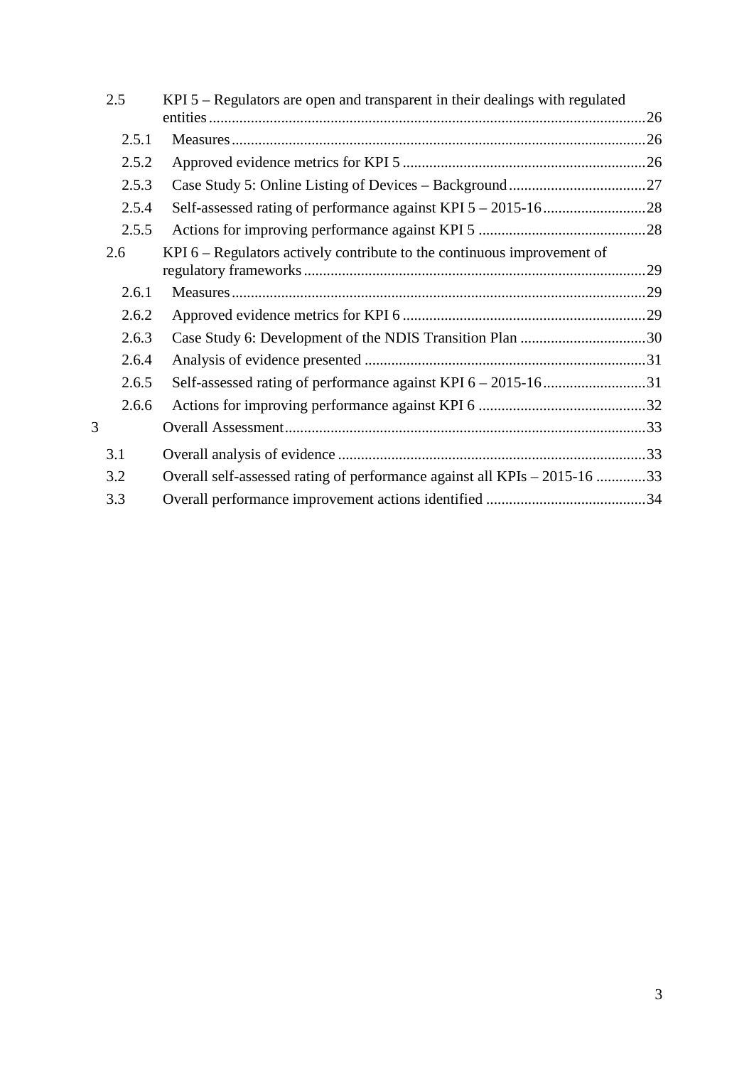| | | |
|---|---|---|
| 2.5 | KPI 5 – Regulators are open and transparent in their dealings with regulated entities | 26 |
| 2.5.1 | Measures | 26 |
| 2.5.2 | Approved evidence metrics for KPI 5 | 26 |
| 2.5.3 | Case Study 5: Online Listing of Devices – Background | 27 |
| 2.5.4 | Self-assessed rating of performance against KPI 5 – 2015-16 | 28 |
| 2.5.5 | Actions for improving performance against KPI 5 | 28 |
| 2.6 | KPI 6 – Regulators actively contribute to the continuous improvement of regulatory frameworks | 29 |
| 2.6.1 | Measures | 29 |
| 2.6.2 | Approved evidence metrics for KPI 6 | 29 |
| 2.6.3 | Case Study 6: Development of the NDIS Transition Plan | 30 |
| 2.6.4 | Analysis of evidence presented | 31 |
| 2.6.5 | Self-assessed rating of performance against KPI 6 – 2015-16 | 31 |
| 2.6.6 | Actions for improving performance against KPI 6 | 32 |
| 3 | Overall Assessment | 33 |
| 3.1 | Overall analysis of evidence | 33 |
| 3.2 | Overall self-assessed rating of performance against all KPIs – 2015-16 | 33 |
| 3.3 | Overall performance improvement actions identified | 34 |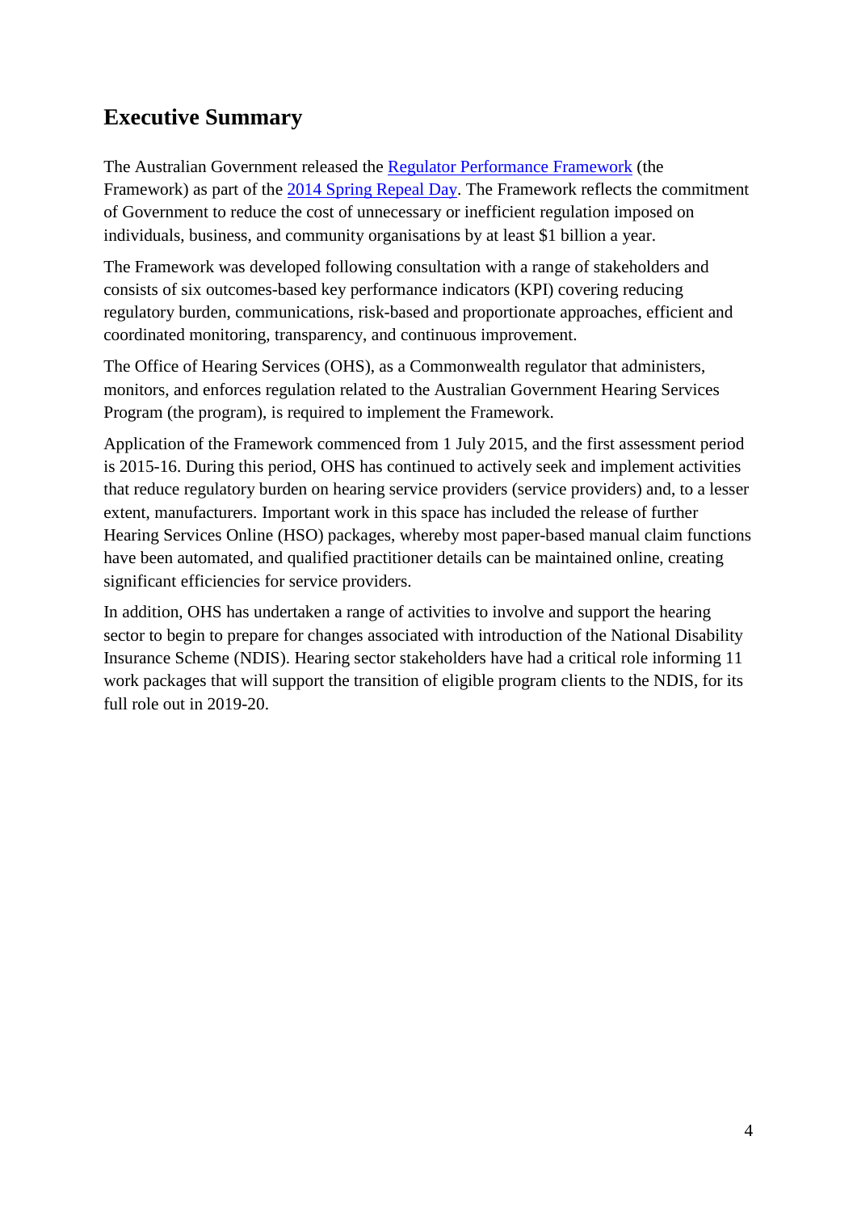## Executive Summary

The Australian Government released the Regulator Performance Framework (the Framework) as part of the 2014 Spring Repeal Day. The Framework reflects the commitment of Government to reduce the cost of unnecessary or inefficient regulation imposed on individuals, business, and community organisations by at least $1 billion a year.

The Framework was developed following consultation with a range of stakeholders and consists of six outcomes-based key performance indicators (KPI) covering reducing regulatory burden, communications, risk-based and proportionate approaches, efficient and coordinated monitoring, transparency, and continuous improvement.

The Office of Hearing Services (OHS), as a Commonwealth regulator that administers, monitors, and enforces regulation related to the Australian Government Hearing Services Program (the program), is required to implement the Framework.

Application of the Framework commenced from 1 July 2015, and the first assessment period is 2015-16. During this period, OHS has continued to actively seek and implement activities that reduce regulatory burden on hearing service providers (service providers) and, to a lesser extent, manufacturers. Important work in this space has included the release of further Hearing Services Online (HSO) packages, whereby most paper-based manual claim functions have been automated, and qualified practitioner details can be maintained online, creating significant efficiencies for service providers.

In addition, OHS has undertaken a range of activities to involve and support the hearing sector to begin to prepare for changes associated with introduction of the National Disability Insurance Scheme (NDIS). Hearing sector stakeholders have had a critical role informing 11 work packages that will support the transition of eligible program clients to the NDIS, for its full role out in 2019-20.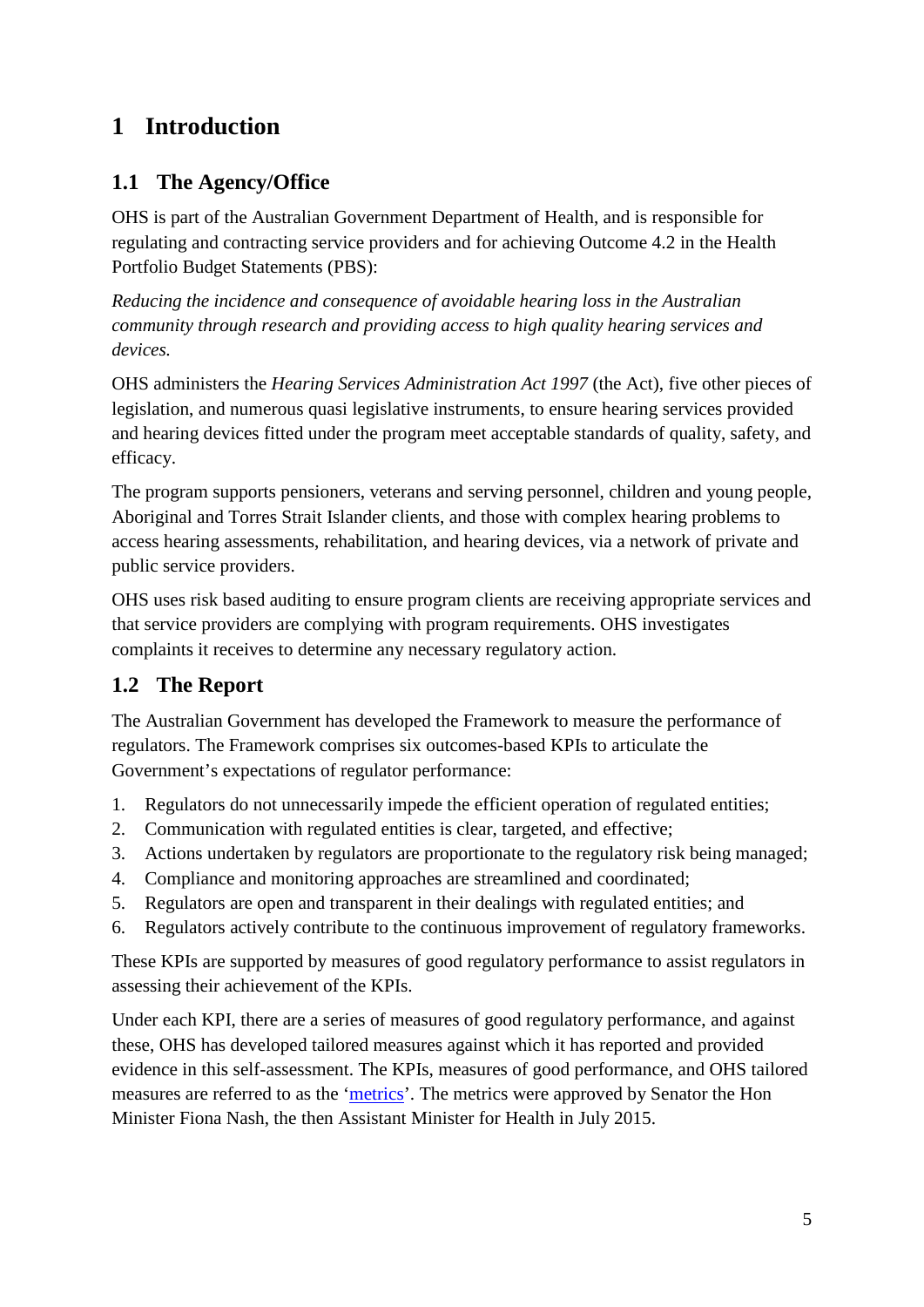# 1 Introduction

## 1.1 The Agency/Office

OHS is part of the Australian Government Department of Health, and is responsible for regulating and contracting service providers and for achieving Outcome 4.2 in the Health Portfolio Budget Statements (PBS):

*Reducing the incidence and consequence of avoidable hearing loss in the Australian community through research and providing access to high quality hearing services and devices.*

OHS administers the *Hearing Services Administration Act 1997* (the Act), five other pieces of legislation, and numerous quasi legislative instruments, to ensure hearing services provided and hearing devices fitted under the program meet acceptable standards of quality, safety, and efficacy.

The program supports pensioners, veterans and serving personnel, children and young people, Aboriginal and Torres Strait Islander clients, and those with complex hearing problems to access hearing assessments, rehabilitation, and hearing devices, via a network of private and public service providers.

OHS uses risk based auditing to ensure program clients are receiving appropriate services and that service providers are complying with program requirements. OHS investigates complaints it receives to determine any necessary regulatory action.

## 1.2 The Report

The Australian Government has developed the Framework to measure the performance of regulators. The Framework comprises six outcomes-based KPIs to articulate the Government's expectations of regulator performance:

1. Regulators do not unnecessarily impede the efficient operation of regulated entities;
2. Communication with regulated entities is clear, targeted, and effective;
3. Actions undertaken by regulators are proportionate to the regulatory risk being managed;
4. Compliance and monitoring approaches are streamlined and coordinated;
5. Regulators are open and transparent in their dealings with regulated entities; and
6. Regulators actively contribute to the continuous improvement of regulatory frameworks.

These KPIs are supported by measures of good regulatory performance to assist regulators in assessing their achievement of the KPIs.

Under each KPI, there are a series of measures of good regulatory performance, and against these, OHS has developed tailored measures against which it has reported and provided evidence in this self-assessment. The KPIs, measures of good performance, and OHS tailored measures are referred to as the '[metrics](#)'. The metrics were approved by Senator the Hon Minister Fiona Nash, the then Assistant Minister for Health in July 2015.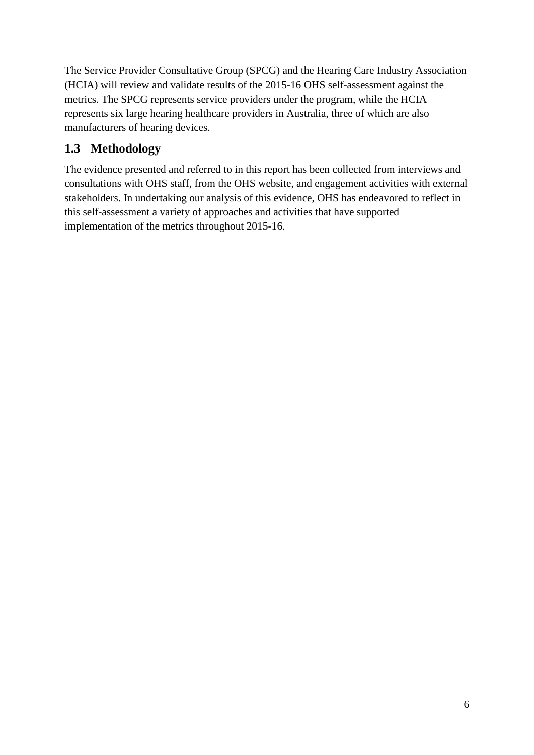The Service Provider Consultative Group (SPCG) and the Hearing Care Industry Association (HCIA) will review and validate results of the 2015-16 OHS self-assessment against the metrics. The SPCG represents service providers under the program, while the HCIA represents six large hearing healthcare providers in Australia, three of which are also manufacturers of hearing devices.

## 1.3 Methodology

The evidence presented and referred to in this report has been collected from interviews and consultations with OHS staff, from the OHS website, and engagement activities with external stakeholders. In undertaking our analysis of this evidence, OHS has endeavored to reflect in this self-assessment a variety of approaches and activities that have supported implementation of the metrics throughout 2015-16.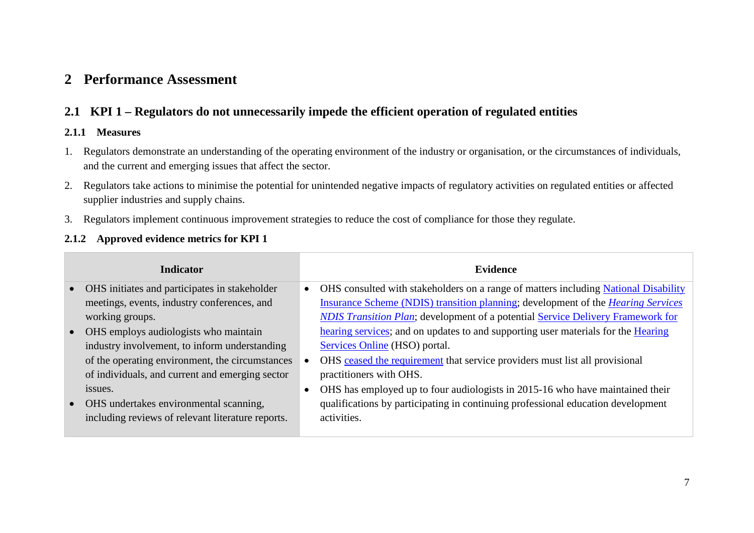# 2 Performance Assessment

## 2.1 KPI 1 – Regulators do not unnecessarily impede the efficient operation of regulated entities

### 2.1.1 Measures

1. Regulators demonstrate an understanding of the operating environment of the industry or organisation, or the circumstances of individuals, and the current and emerging issues that affect the sector.
2. Regulators take actions to minimise the potential for unintended negative impacts of regulatory activities on regulated entities or affected supplier industries and supply chains.
3. Regulators implement continuous improvement strategies to reduce the cost of compliance for those they regulate.

### 2.1.2 Approved evidence metrics for KPI 1

| Indicator | Evidence |
|---|---|
| • OHS initiates and participates in stakeholder meetings, events, industry conferences, and working groups.<br>• OHS employs audiologists who maintain industry involvement, to inform understanding of the operating environment, the circumstances of individuals, and current and emerging sector issues.<br>• OHS undertakes environmental scanning, including reviews of relevant literature reports. | • OHS consulted with stakeholders on a range of matters including National Disability Insurance Scheme (NDIS) transition planning; development of the *Hearing Services NDIS Transition Plan*; development of a potential Service Delivery Framework for hearing services; and on updates to and supporting user materials for the Hearing Services Online (HSO) portal.<br>• OHS ceased the requirement that service providers must list all provisional practitioners with OHS.<br>• OHS has employed up to four audiologists in 2015-16 who have maintained their qualifications by participating in continuing professional education development activities. |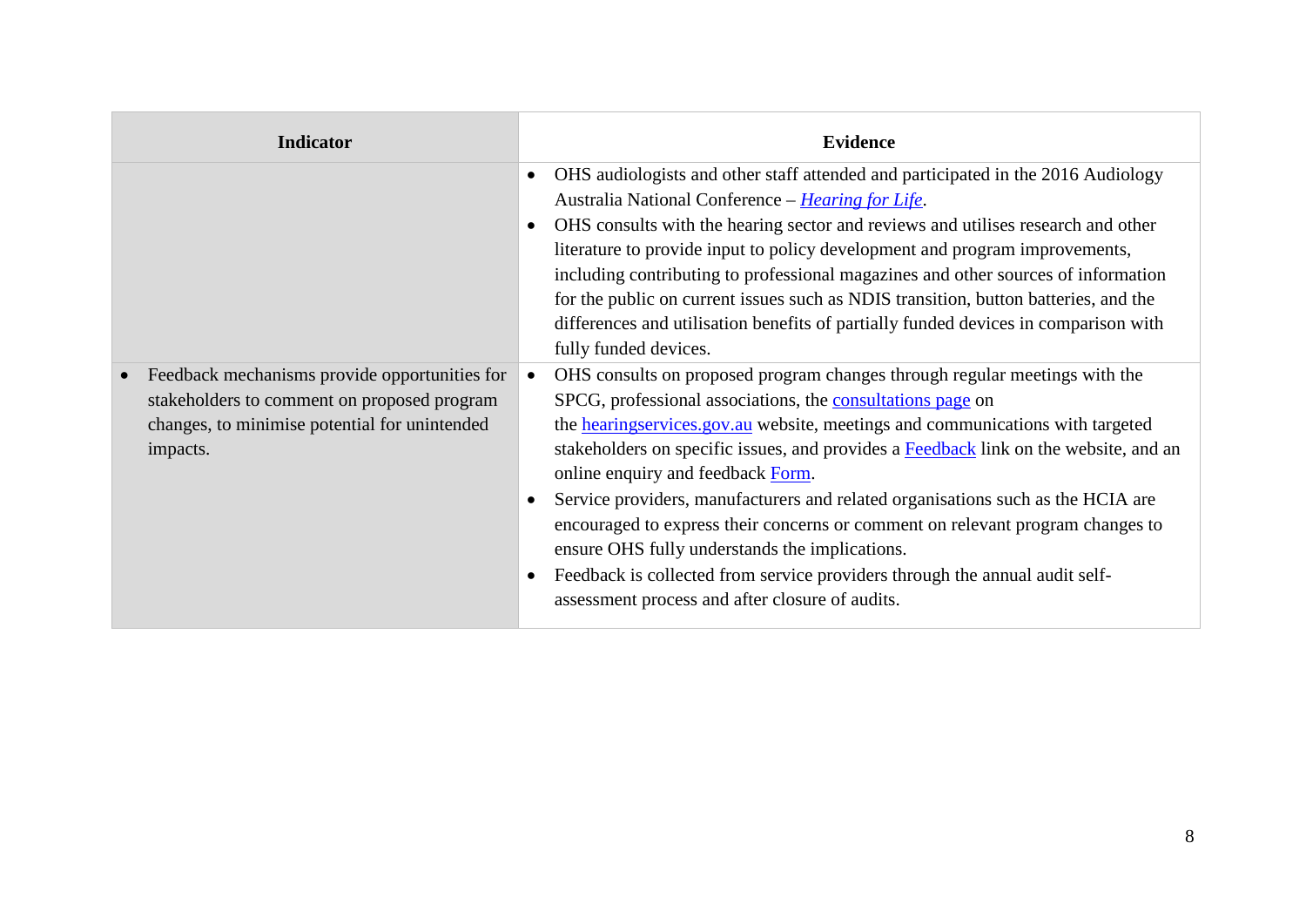| Indicator | Evidence |
| --- | --- |
| | • OHS audiologists and other staff attended and participated in the 2016 Audiology Australia National Conference – *Hearing for Life*.<br>• OHS consults with the hearing sector and reviews and utilises research and other literature to provide input to policy development and program improvements, including contributing to professional magazines and other sources of information for the public on current issues such as NDIS transition, button batteries, and the differences and utilisation benefits of partially funded devices in comparison with fully funded devices. |
| • Feedback mechanisms provide opportunities for stakeholders to comment on proposed program changes, to minimise potential for unintended impacts. | • OHS consults on proposed program changes through regular meetings with the SPCG, professional associations, the consultations page on the hearingservices.gov.au website, meetings and communications with targeted stakeholders on specific issues, and provides a Feedback link on the website, and an online enquiry and feedback Form.<br>• Service providers, manufacturers and related organisations such as the HCIA are encouraged to express their concerns or comment on relevant program changes to ensure OHS fully understands the implications.<br>• Feedback is collected from service providers through the annual audit self-assessment process and after closure of audits. |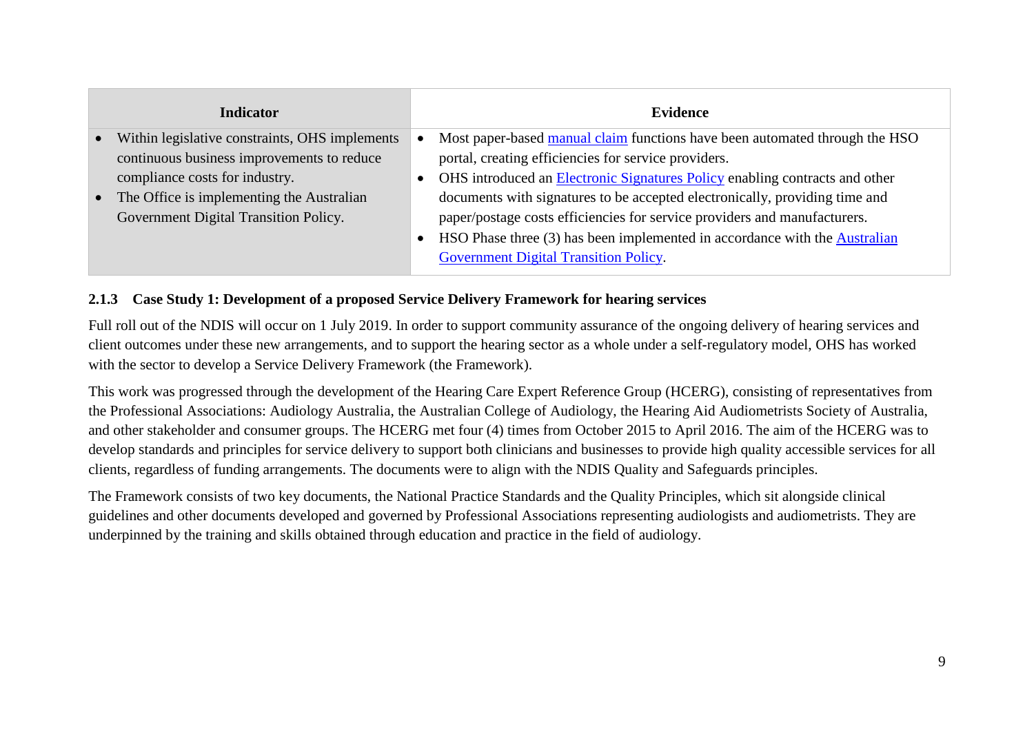| Indicator | Evidence |
| --- | --- |
| • Within legislative constraints, OHS implements continuous business improvements to reduce compliance costs for industry.<br>• The Office is implementing the Australian Government Digital Transition Policy. | • Most paper-based manual claim functions have been automated through the HSO portal, creating efficiencies for service providers.<br>• OHS introduced an Electronic Signatures Policy enabling contracts and other documents with signatures to be accepted electronically, providing time and paper/postage costs efficiencies for service providers and manufacturers.<br>• HSO Phase three (3) has been implemented in accordance with the Australian Government Digital Transition Policy. |

### 2.1.3 Case Study 1: Development of a proposed Service Delivery Framework for hearing services

Full roll out of the NDIS will occur on 1 July 2019. In order to support community assurance of the ongoing delivery of hearing services and client outcomes under these new arrangements, and to support the hearing sector as a whole under a self-regulatory model, OHS has worked with the sector to develop a Service Delivery Framework (the Framework).

This work was progressed through the development of the Hearing Care Expert Reference Group (HCERG), consisting of representatives from the Professional Associations: Audiology Australia, the Australian College of Audiology, the Hearing Aid Audiometrists Society of Australia, and other stakeholder and consumer groups. The HCERG met four (4) times from October 2015 to April 2016. The aim of the HCERG was to develop standards and principles for service delivery to support both clinicians and businesses to provide high quality accessible services for all clients, regardless of funding arrangements. The documents were to align with the NDIS Quality and Safeguards principles.

The Framework consists of two key documents, the National Practice Standards and the Quality Principles, which sit alongside clinical guidelines and other documents developed and governed by Professional Associations representing audiologists and audiometrists. They are underpinned by the training and skills obtained through education and practice in the field of audiology.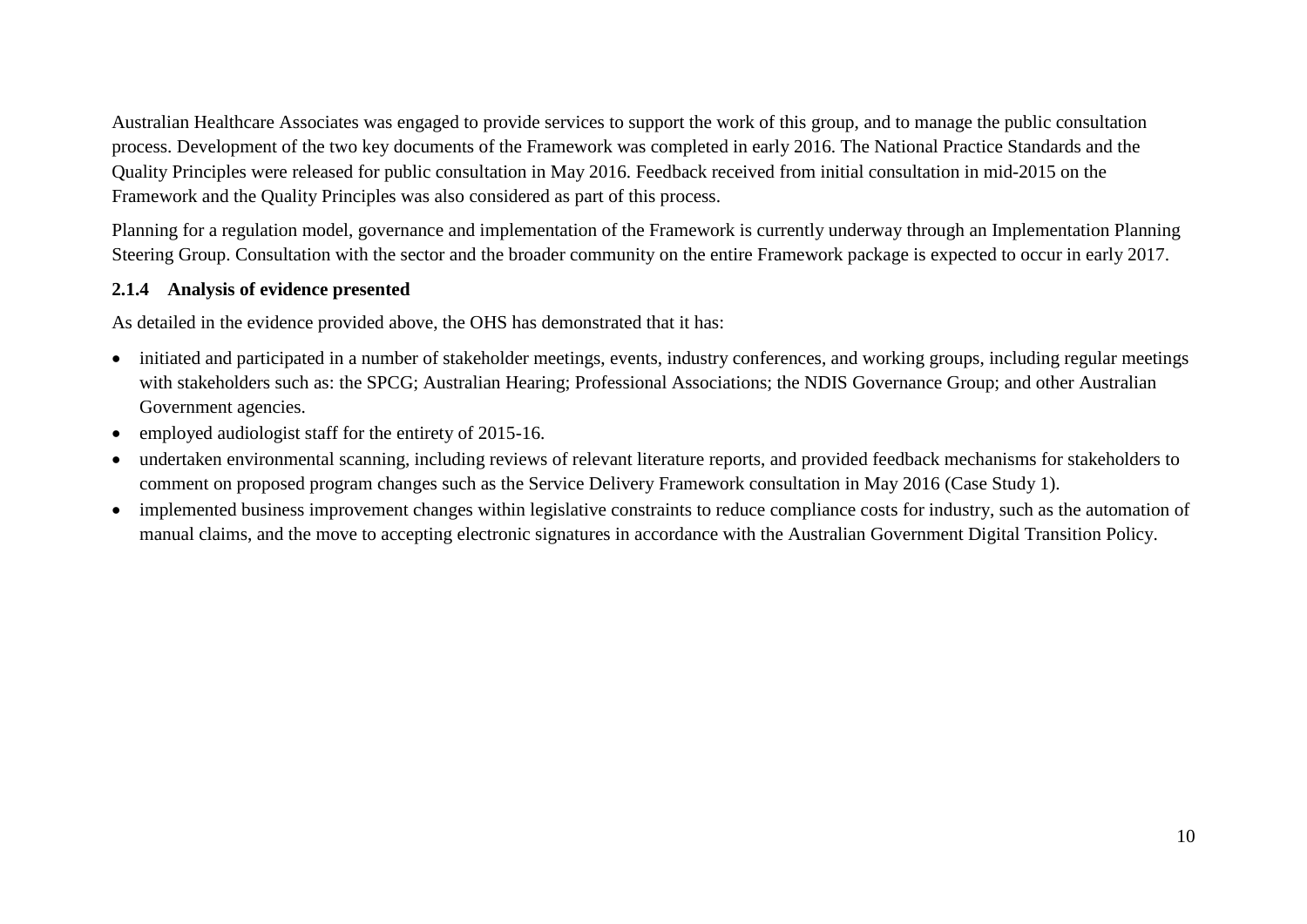Australian Healthcare Associates was engaged to provide services to support the work of this group, and to manage the public consultation process. Development of the two key documents of the Framework was completed in early 2016. The National Practice Standards and the Quality Principles were released for public consultation in May 2016. Feedback received from initial consultation in mid-2015 on the Framework and the Quality Principles was also considered as part of this process.

Planning for a regulation model, governance and implementation of the Framework is currently underway through an Implementation Planning Steering Group. Consultation with the sector and the broader community on the entire Framework package is expected to occur in early 2017.

### 2.1.4 Analysis of evidence presented

As detailed in the evidence provided above, the OHS has demonstrated that it has:

- initiated and participated in a number of stakeholder meetings, events, industry conferences, and working groups, including regular meetings with stakeholders such as: the SPCG; Australian Hearing; Professional Associations; the NDIS Governance Group; and other Australian Government agencies.
- employed audiologist staff for the entirety of 2015-16.
- undertaken environmental scanning, including reviews of relevant literature reports, and provided feedback mechanisms for stakeholders to comment on proposed program changes such as the Service Delivery Framework consultation in May 2016 (Case Study 1).
- implemented business improvement changes within legislative constraints to reduce compliance costs for industry, such as the automation of manual claims, and the move to accepting electronic signatures in accordance with the Australian Government Digital Transition Policy.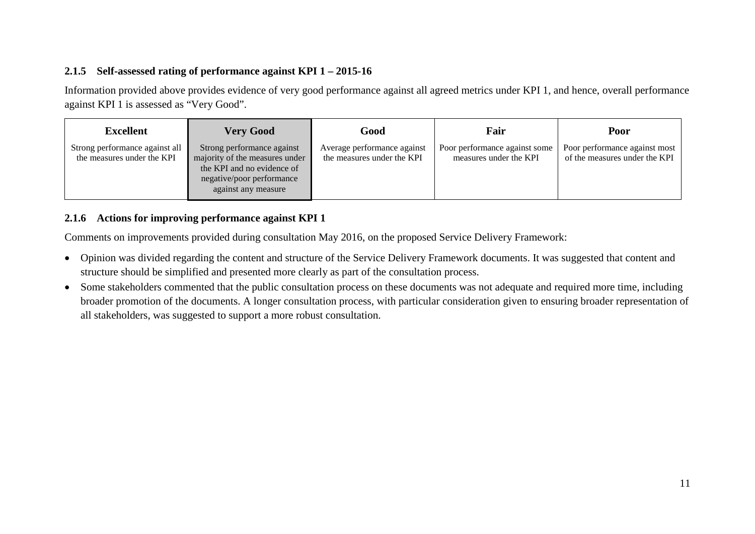### 2.1.5 Self-assessed rating of performance against KPI 1 – 2015-16

Information provided above provides evidence of very good performance against all agreed metrics under KPI 1, and hence, overall performance against KPI 1 is assessed as "Very Good".

| Excellent | Very Good | Good | Fair | Poor |
|---|---|---|---|---|
| Strong performance against all the measures under the KPI | Strong performance against majority of the measures under the KPI and no evidence of negative/poor performance against any measure | Average performance against the measures under the KPI | Poor performance against some measures under the KPI | Poor performance against most of the measures under the KPI |

### 2.1.6 Actions for improving performance against KPI 1

Comments on improvements provided during consultation May 2016, on the proposed Service Delivery Framework:

- Opinion was divided regarding the content and structure of the Service Delivery Framework documents. It was suggested that content and structure should be simplified and presented more clearly as part of the consultation process.
- Some stakeholders commented that the public consultation process on these documents was not adequate and required more time, including broader promotion of the documents. A longer consultation process, with particular consideration given to ensuring broader representation of all stakeholders, was suggested to support a more robust consultation.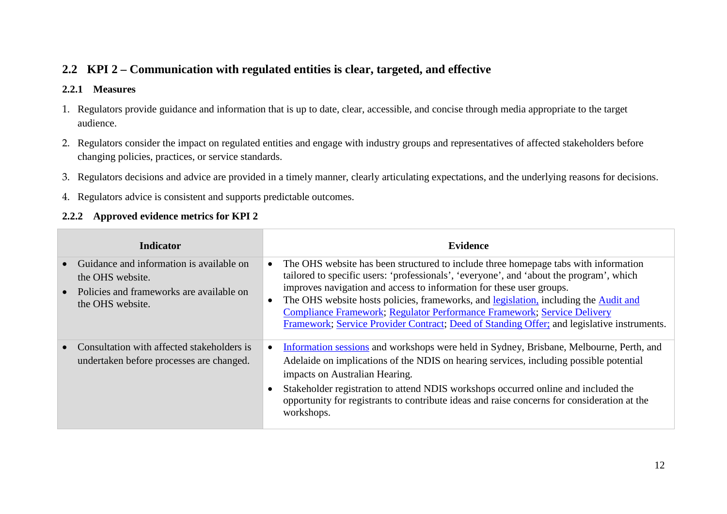## 2.2 KPI 2 – Communication with regulated entities is clear, targeted, and effective

### 2.2.1 Measures

1. Regulators provide guidance and information that is up to date, clear, accessible, and concise through media appropriate to the target audience.
2. Regulators consider the impact on regulated entities and engage with industry groups and representatives of affected stakeholders before changing policies, practices, or service standards.
3. Regulators decisions and advice are provided in a timely manner, clearly articulating expectations, and the underlying reasons for decisions.
4. Regulators advice is consistent and supports predictable outcomes.

### 2.2.2 Approved evidence metrics for KPI 2

| Indicator | Evidence |
|---|---|
| • Guidance and information is available on the OHS website.<br>• Policies and frameworks are available on the OHS website. | • The OHS website has been structured to include three homepage tabs with information tailored to specific users: 'professionals', 'everyone', and 'about the program', which improves navigation and access to information for these user groups.<br>• The OHS website hosts policies, frameworks, and legislation, including the Audit and Compliance Framework; Regulator Performance Framework; Service Delivery Framework; Service Provider Contract; Deed of Standing Offer; and legislative instruments. |
| • Consultation with affected stakeholders is undertaken before processes are changed. | • Information sessions and workshops were held in Sydney, Brisbane, Melbourne, Perth, and Adelaide on implications of the NDIS on hearing services, including possible potential impacts on Australian Hearing.<br>• Stakeholder registration to attend NDIS workshops occurred online and included the opportunity for registrants to contribute ideas and raise concerns for consideration at the workshops. |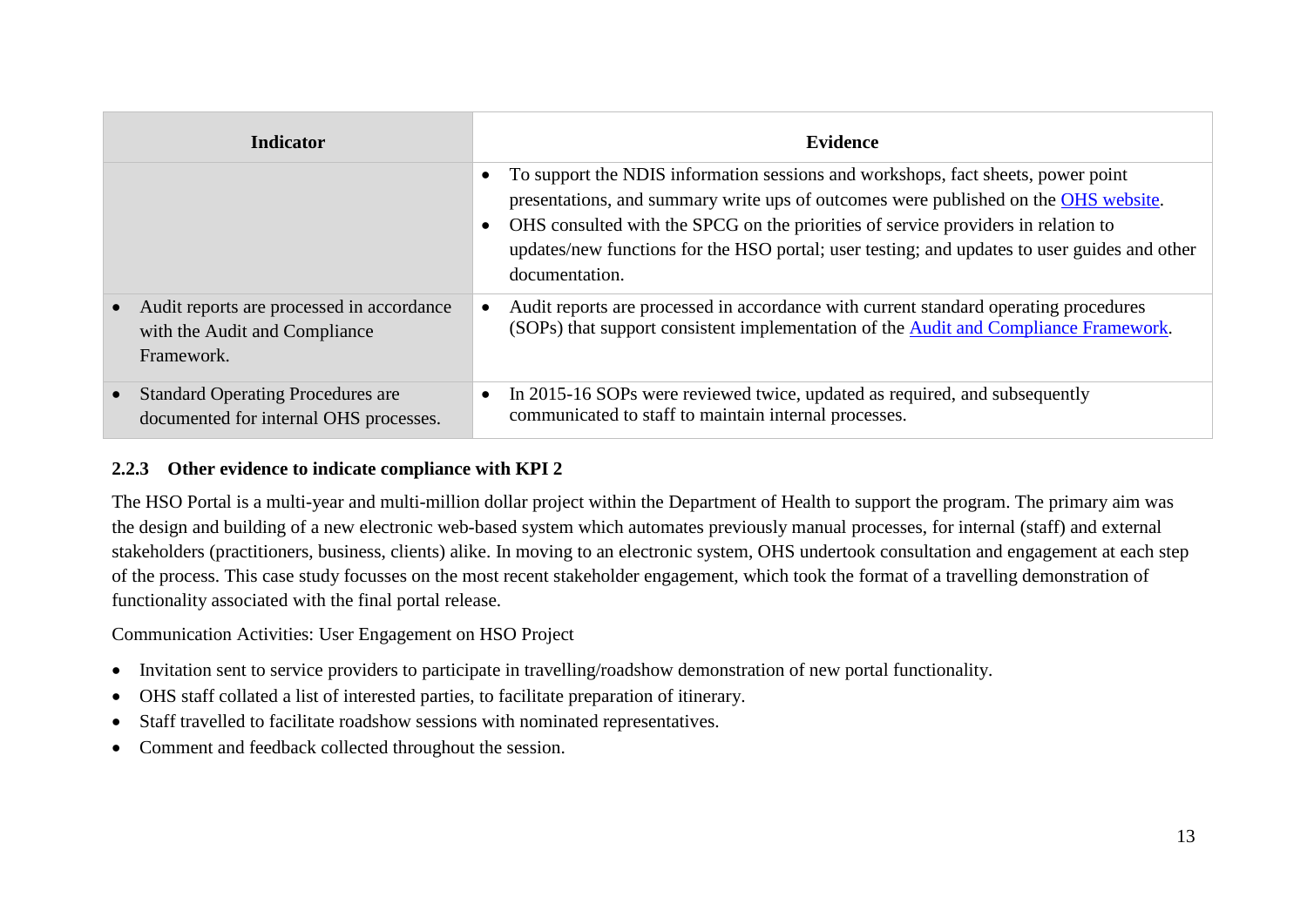| Indicator | Evidence |
|---|---|
| | • To support the NDIS information sessions and workshops, fact sheets, power point presentations, and summary write ups of outcomes were published on the OHS website.<br>• OHS consulted with the SPCG on the priorities of service providers in relation to updates/new functions for the HSO portal; user testing; and updates to user guides and other documentation. |
| • Audit reports are processed in accordance with the Audit and Compliance Framework. | • Audit reports are processed in accordance with current standard operating procedures (SOPs) that support consistent implementation of the Audit and Compliance Framework. |
| • Standard Operating Procedures are documented for internal OHS processes. | • In 2015-16 SOPs were reviewed twice, updated as required, and subsequently communicated to staff to maintain internal processes. |

### 2.2.3 Other evidence to indicate compliance with KPI 2

The HSO Portal is a multi-year and multi-million dollar project within the Department of Health to support the program. The primary aim was the design and building of a new electronic web-based system which automates previously manual processes, for internal (staff) and external stakeholders (practitioners, business, clients) alike. In moving to an electronic system, OHS undertook consultation and engagement at each step of the process. This case study focusses on the most recent stakeholder engagement, which took the format of a travelling demonstration of functionality associated with the final portal release.

Communication Activities: User Engagement on HSO Project

- Invitation sent to service providers to participate in travelling/roadshow demonstration of new portal functionality.
- OHS staff collated a list of interested parties, to facilitate preparation of itinerary.
- Staff travelled to facilitate roadshow sessions with nominated representatives.
- Comment and feedback collected throughout the session.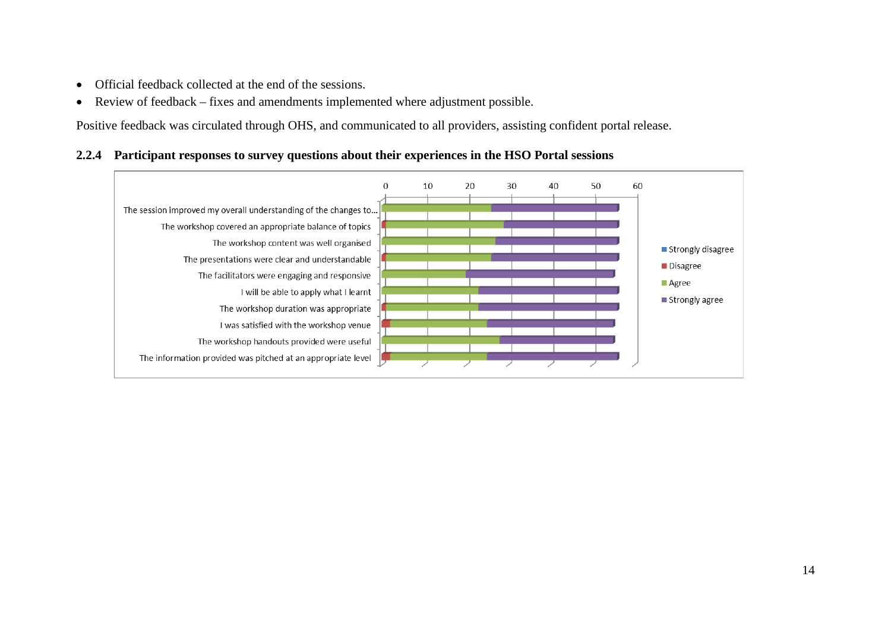- Official feedback collected at the end of the sessions.
- Review of feedback – fixes and amendments implemented where adjustment possible.

Positive feedback was circulated through OHS, and communicated to all providers, assisting confident portal release.

### 2.2.4 Participant responses to survey questions about their experiences in the HSO Portal sessions

The session improved my overall understanding of the changes to...

The workshop covered an appropriate balance of topics

The workshop content was well organised

The presentations were clear and understandable

The facilitators were engaging and responsive

I will be able to apply what I learnt

The workshop duration was appropriate

I was satisfied with the workshop venue

The workshop handouts provided were useful

The information provided was pitched at an appropriate level

0 10 20 30 40 50 60

Strongly disagree

Disagree

Agree

Strongly agree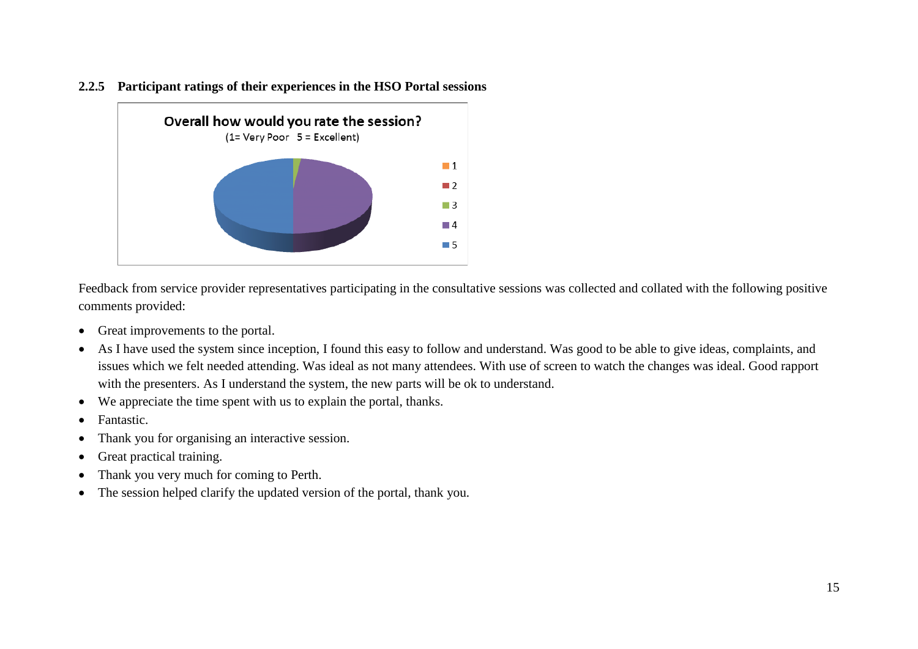### 2.2.5 Participant ratings of their experiences in the HSO Portal sessions

Overall how would you rate the session?
(1= Very Poor 5 = Excellent)

- 1
- 2
- 3
- 4
- 5

Feedback from service provider representatives participating in the consultative sessions was collected and collated with the following positive comments provided:

- Great improvements to the portal.
- As I have used the system since inception, I found this easy to follow and understand. Was good to be able to give ideas, complaints, and issues which we felt needed attending. Was ideal as not many attendees. With use of screen to watch the changes was ideal. Good rapport with the presenters. As I understand the system, the new parts will be ok to understand.
- We appreciate the time spent with us to explain the portal, thanks.
- Fantastic.
- Thank you for organising an interactive session.
- Great practical training.
- Thank you very much for coming to Perth.
- The session helped clarify the updated version of the portal, thank you.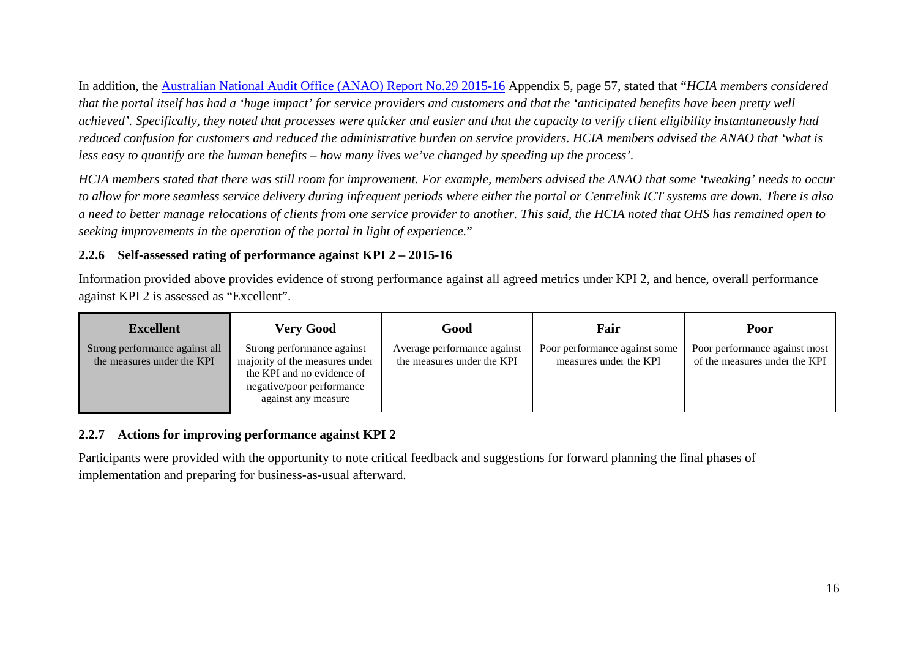In addition, the [Australian National Audit Office (ANAO) Report No.29 2015-16](#) Appendix 5, page 57, stated that "*HCIA members considered that the portal itself has had a 'huge impact' for service providers and customers and that the 'anticipated benefits have been pretty well achieved'. Specifically, they noted that processes were quicker and easier and that the capacity to verify client eligibility instantaneously had reduced confusion for customers and reduced the administrative burden on service providers. HCIA members advised the ANAO that 'what is less easy to quantify are the human benefits – how many lives we've changed by speeding up the process'.*

*HCIA members stated that there was still room for improvement. For example, members advised the ANAO that some 'tweaking' needs to occur to allow for more seamless service delivery during infrequent periods where either the portal or Centrelink ICT systems are down. There is also a need to better manage relocations of clients from one service provider to another. This said, the HCIA noted that OHS has remained open to seeking improvements in the operation of the portal in light of experience.*"

### 2.2.6 Self-assessed rating of performance against KPI 2 – 2015-16

Information provided above provides evidence of strong performance against all agreed metrics under KPI 2, and hence, overall performance against KPI 2 is assessed as "Excellent".

| Excellent | Very Good | Good | Fair | Poor |
|---|---|---|---|---|
| Strong performance against all the measures under the KPI | Strong performance against majority of the measures under the KPI and no evidence of negative/poor performance against any measure | Average performance against the measures under the KPI | Poor performance against some measures under the KPI | Poor performance against most of the measures under the KPI |

### 2.2.7 Actions for improving performance against KPI 2

Participants were provided with the opportunity to note critical feedback and suggestions for forward planning the final phases of implementation and preparing for business-as-usual afterward.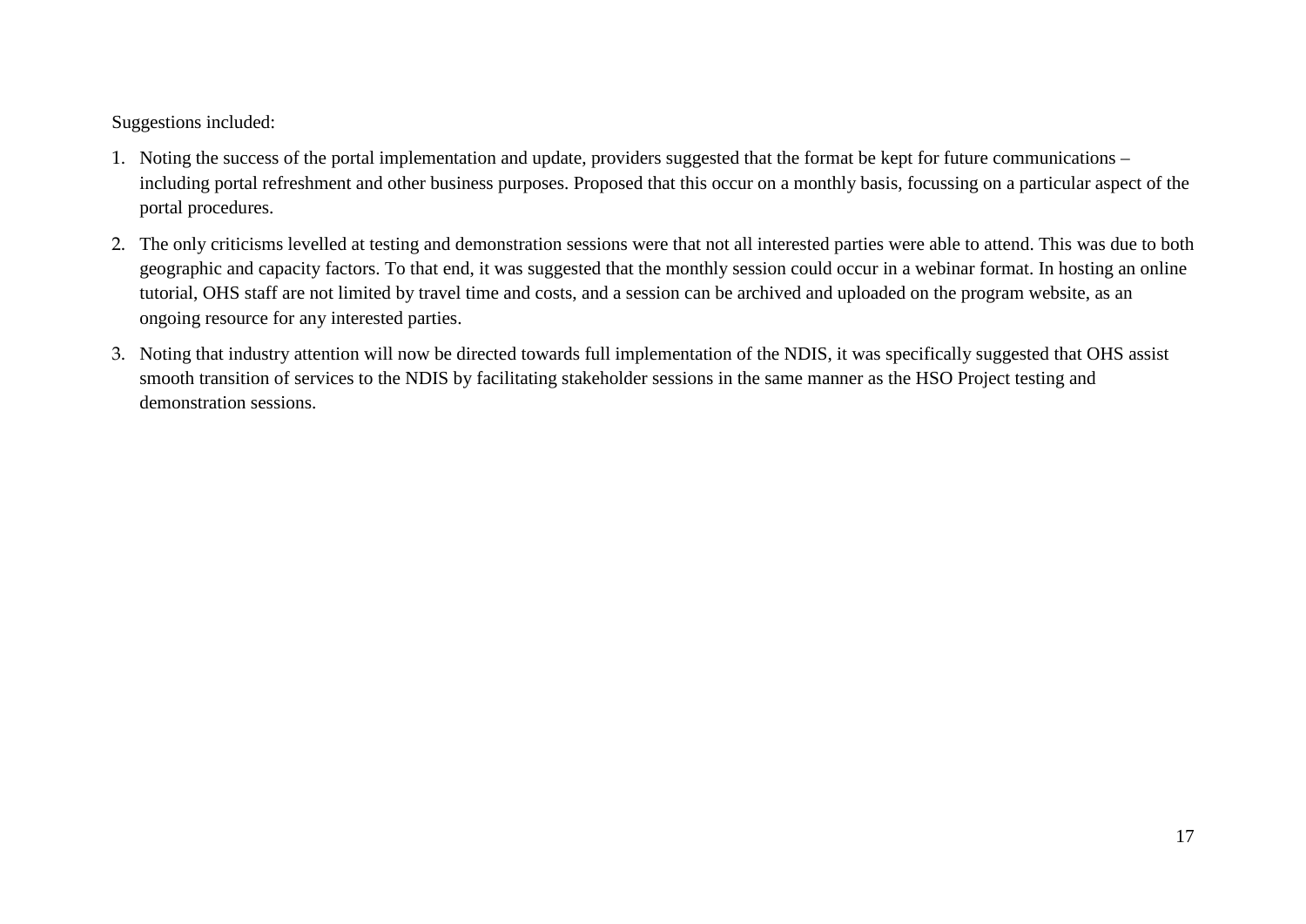Suggestions included:

1. Noting the success of the portal implementation and update, providers suggested that the format be kept for future communications – including portal refreshment and other business purposes. Proposed that this occur on a monthly basis, focussing on a particular aspect of the portal procedures.
2. The only criticisms levelled at testing and demonstration sessions were that not all interested parties were able to attend. This was due to both geographic and capacity factors. To that end, it was suggested that the monthly session could occur in a webinar format. In hosting an online tutorial, OHS staff are not limited by travel time and costs, and a session can be archived and uploaded on the program website, as an ongoing resource for any interested parties.
3. Noting that industry attention will now be directed towards full implementation of the NDIS, it was specifically suggested that OHS assist smooth transition of services to the NDIS by facilitating stakeholder sessions in the same manner as the HSO Project testing and demonstration sessions.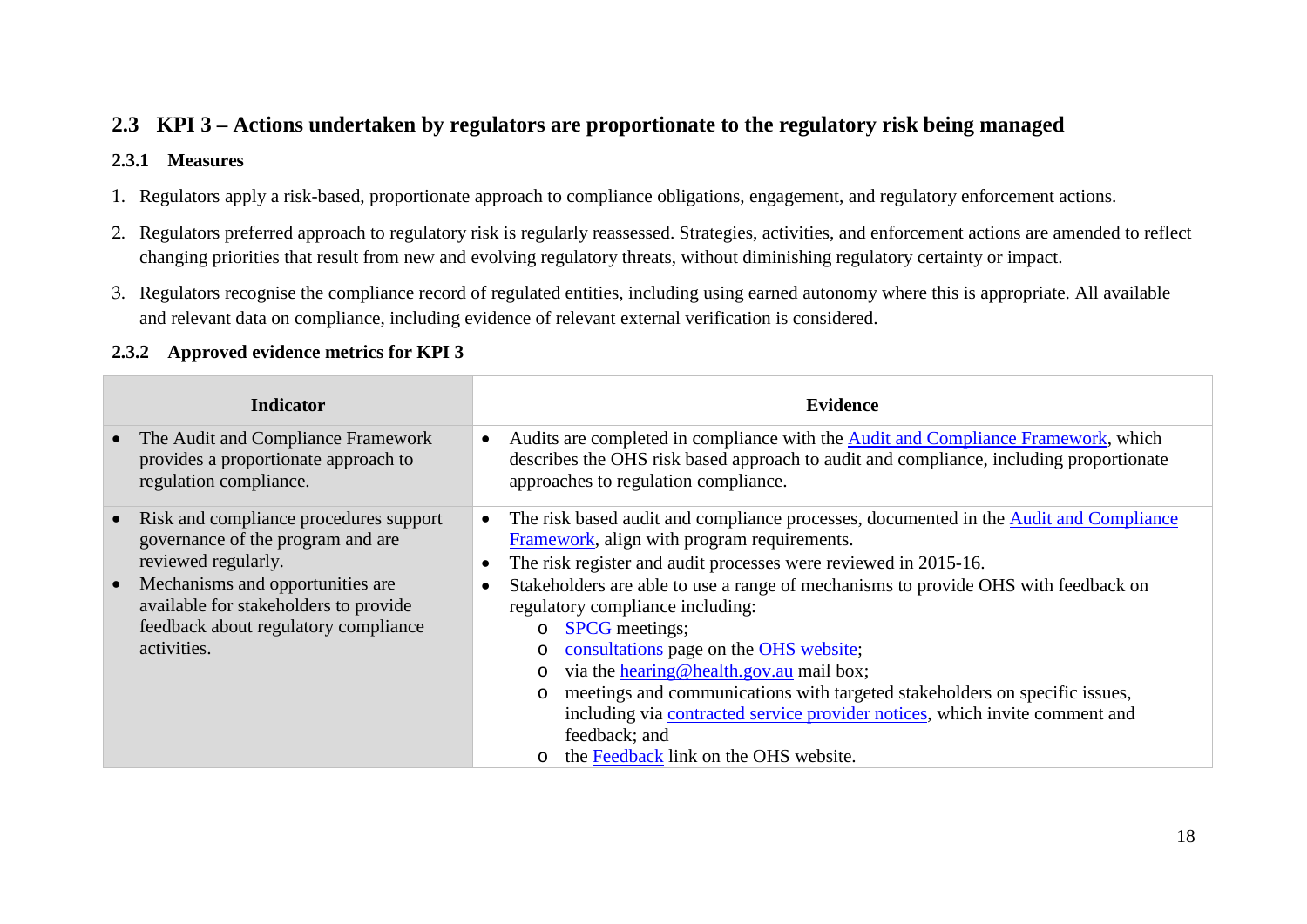## 2.3 KPI 3 – Actions undertaken by regulators are proportionate to the regulatory risk being managed

### 2.3.1 Measures

1. Regulators apply a risk-based, proportionate approach to compliance obligations, engagement, and regulatory enforcement actions.
2. Regulators preferred approach to regulatory risk is regularly reassessed. Strategies, activities, and enforcement actions are amended to reflect changing priorities that result from new and evolving regulatory threats, without diminishing regulatory certainty or impact.
3. Regulators recognise the compliance record of regulated entities, including using earned autonomy where this is appropriate. All available and relevant data on compliance, including evidence of relevant external verification is considered.

### 2.3.2 Approved evidence metrics for KPI 3

| Indicator | Evidence |
|---|---|
| • The Audit and Compliance Framework provides a proportionate approach to regulation compliance. | • Audits are completed in compliance with the Audit and Compliance Framework, which describes the OHS risk based approach to audit and compliance, including proportionate approaches to regulation compliance. |
| • Risk and compliance procedures support governance of the program and are reviewed regularly.<br>• Mechanisms and opportunities are available for stakeholders to provide feedback about regulatory compliance activities. | • The risk based audit and compliance processes, documented in the Audit and Compliance Framework, align with program requirements.<br>• The risk register and audit processes were reviewed in 2015-16.<br>• Stakeholders are able to use a range of mechanisms to provide OHS with feedback on regulatory compliance including:<br>  o SPCG meetings;<br>  o consultations page on the OHS website;<br>  o via the hearing@health.gov.au mail box;<br>  o meetings and communications with targeted stakeholders on specific issues, including via contracted service provider notices, which invite comment and feedback; and<br>  o the Feedback link on the OHS website. |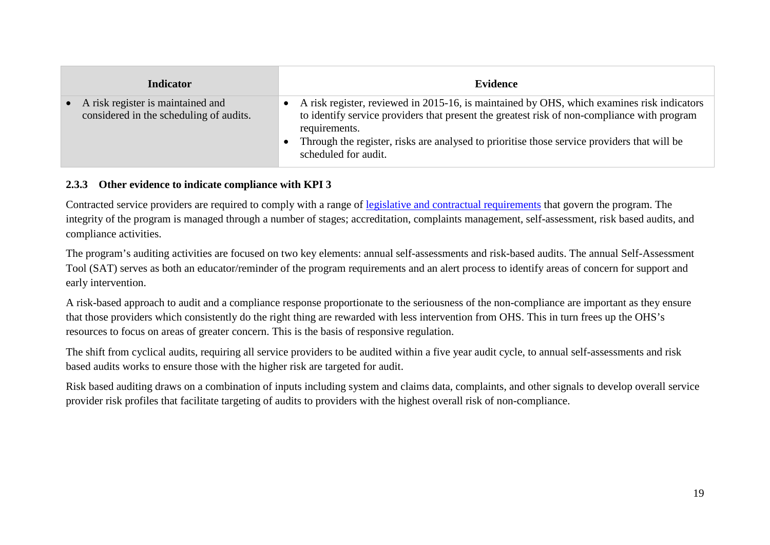| Indicator | Evidence |
| --- | --- |
| • A risk register is maintained and considered in the scheduling of audits. | • A risk register, reviewed in 2015-16, is maintained by OHS, which examines risk indicators to identify service providers that present the greatest risk of non-compliance with program requirements.<br>• Through the register, risks are analysed to prioritise those service providers that will be scheduled for audit. |

### 2.3.3 Other evidence to indicate compliance with KPI 3

Contracted service providers are required to comply with a range of [legislative and contractual requirements]() that govern the program. The integrity of the program is managed through a number of stages; accreditation, complaints management, self-assessment, risk based audits, and compliance activities.

The program's auditing activities are focused on two key elements: annual self-assessments and risk-based audits. The annual Self-Assessment Tool (SAT) serves as both an educator/reminder of the program requirements and an alert process to identify areas of concern for support and early intervention.

A risk-based approach to audit and a compliance response proportionate to the seriousness of the non-compliance are important as they ensure that those providers which consistently do the right thing are rewarded with less intervention from OHS. This in turn frees up the OHS's resources to focus on areas of greater concern. This is the basis of responsive regulation.

The shift from cyclical audits, requiring all service providers to be audited within a five year audit cycle, to annual self-assessments and risk based audits works to ensure those with the higher risk are targeted for audit.

Risk based auditing draws on a combination of inputs including system and claims data, complaints, and other signals to develop overall service provider risk profiles that facilitate targeting of audits to providers with the highest overall risk of non-compliance.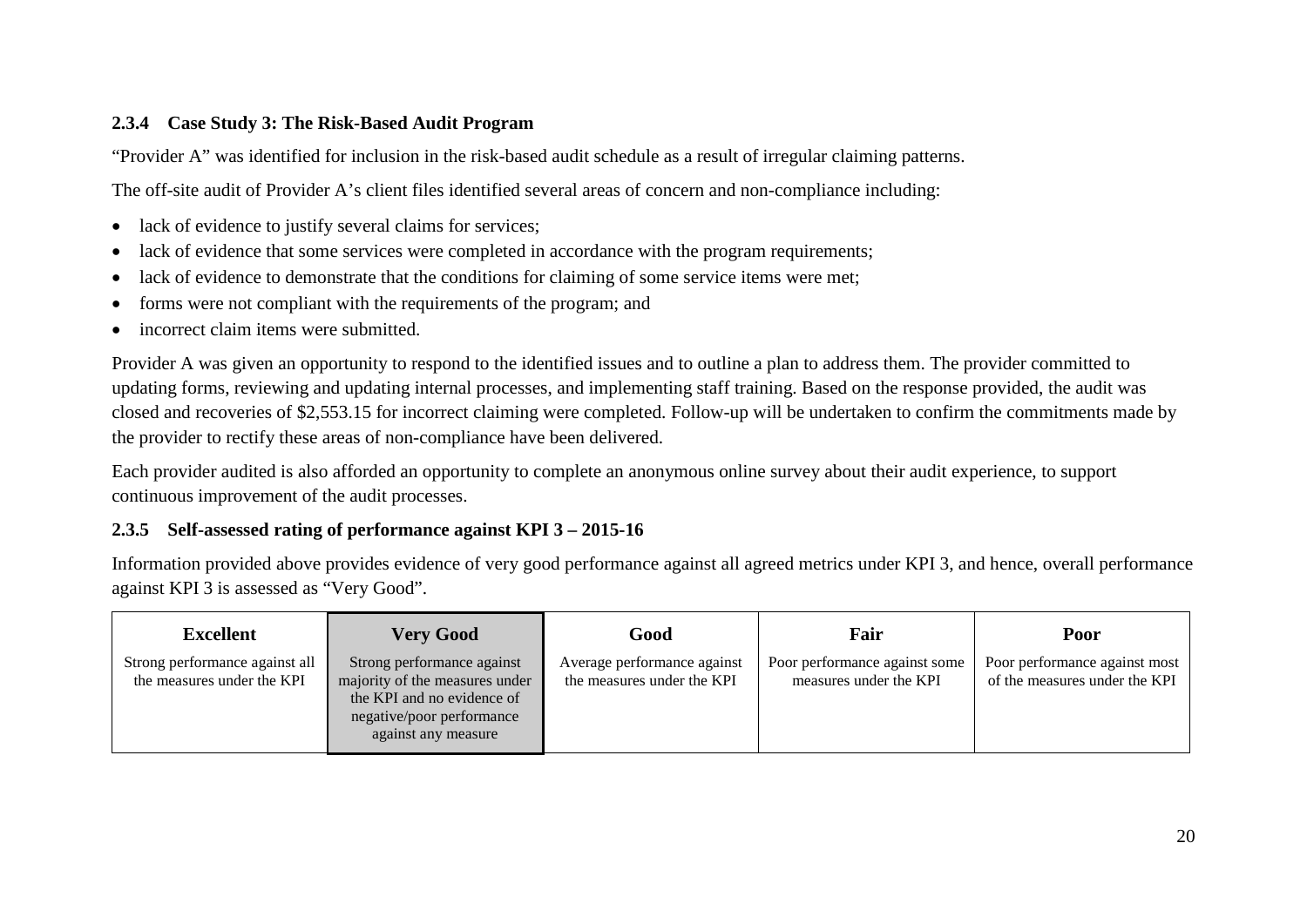### 2.3.4 Case Study 3: The Risk-Based Audit Program

"Provider A" was identified for inclusion in the risk-based audit schedule as a result of irregular claiming patterns.

The off-site audit of Provider A's client files identified several areas of concern and non-compliance including:

- lack of evidence to justify several claims for services;
- lack of evidence that some services were completed in accordance with the program requirements;
- lack of evidence to demonstrate that the conditions for claiming of some service items were met;
- forms were not compliant with the requirements of the program; and
- incorrect claim items were submitted.

Provider A was given an opportunity to respond to the identified issues and to outline a plan to address them. The provider committed to updating forms, reviewing and updating internal processes, and implementing staff training. Based on the response provided, the audit was closed and recoveries of $2,553.15 for incorrect claiming were completed. Follow-up will be undertaken to confirm the commitments made by the provider to rectify these areas of non-compliance have been delivered.

Each provider audited is also afforded an opportunity to complete an anonymous online survey about their audit experience, to support continuous improvement of the audit processes.

### 2.3.5 Self-assessed rating of performance against KPI 3 – 2015-16

Information provided above provides evidence of very good performance against all agreed metrics under KPI 3, and hence, overall performance against KPI 3 is assessed as "Very Good".

| Excellent | **Very Good** | Good | Fair | Poor |
|---|---|---|---|---|
| Strong performance against all the measures under the KPI | Strong performance against majority of the measures under the KPI and no evidence of negative/poor performance against any measure | Average performance against the measures under the KPI | Poor performance against some measures under the KPI | Poor performance against most of the measures under the KPI |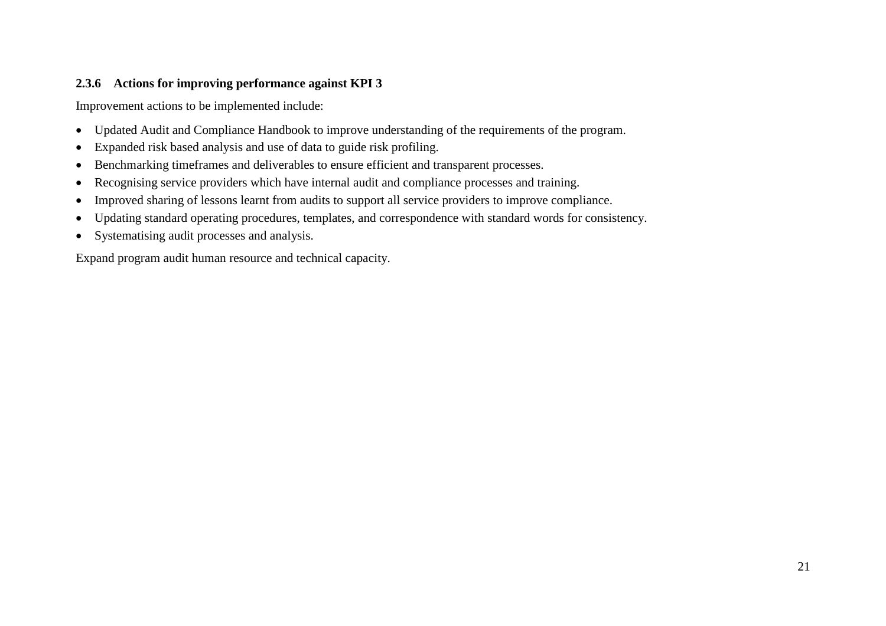### 2.3.6 Actions for improving performance against KPI 3

Improvement actions to be implemented include:

- Updated Audit and Compliance Handbook to improve understanding of the requirements of the program.
- Expanded risk based analysis and use of data to guide risk profiling.
- Benchmarking timeframes and deliverables to ensure efficient and transparent processes.
- Recognising service providers which have internal audit and compliance processes and training.
- Improved sharing of lessons learnt from audits to support all service providers to improve compliance.
- Updating standard operating procedures, templates, and correspondence with standard words for consistency.
- Systematising audit processes and analysis.

Expand program audit human resource and technical capacity.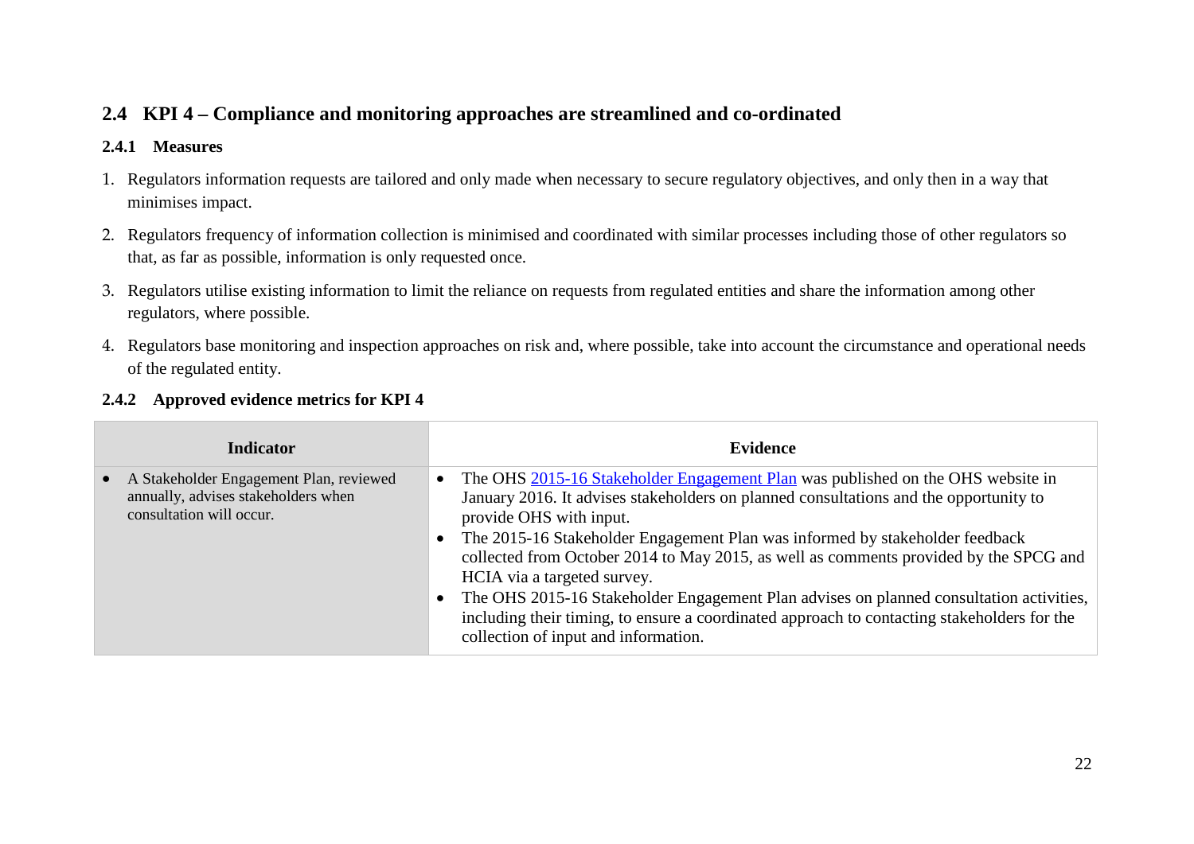## 2.4 KPI 4 – Compliance and monitoring approaches are streamlined and co-ordinated

### 2.4.1 Measures

1. Regulators information requests are tailored and only made when necessary to secure regulatory objectives, and only then in a way that minimises impact.
2. Regulators frequency of information collection is minimised and coordinated with similar processes including those of other regulators so that, as far as possible, information is only requested once.
3. Regulators utilise existing information to limit the reliance on requests from regulated entities and share the information among other regulators, where possible.
4. Regulators base monitoring and inspection approaches on risk and, where possible, take into account the circumstance and operational needs of the regulated entity.

### 2.4.2 Approved evidence metrics for KPI 4

| Indicator | Evidence |
|---|---|
| • A Stakeholder Engagement Plan, reviewed annually, advises stakeholders when consultation will occur. | • The OHS 2015-16 Stakeholder Engagement Plan was published on the OHS website in January 2016. It advises stakeholders on planned consultations and the opportunity to provide OHS with input.<br>• The 2015-16 Stakeholder Engagement Plan was informed by stakeholder feedback collected from October 2014 to May 2015, as well as comments provided by the SPCG and HCIA via a targeted survey.<br>• The OHS 2015-16 Stakeholder Engagement Plan advises on planned consultation activities, including their timing, to ensure a coordinated approach to contacting stakeholders for the collection of input and information. |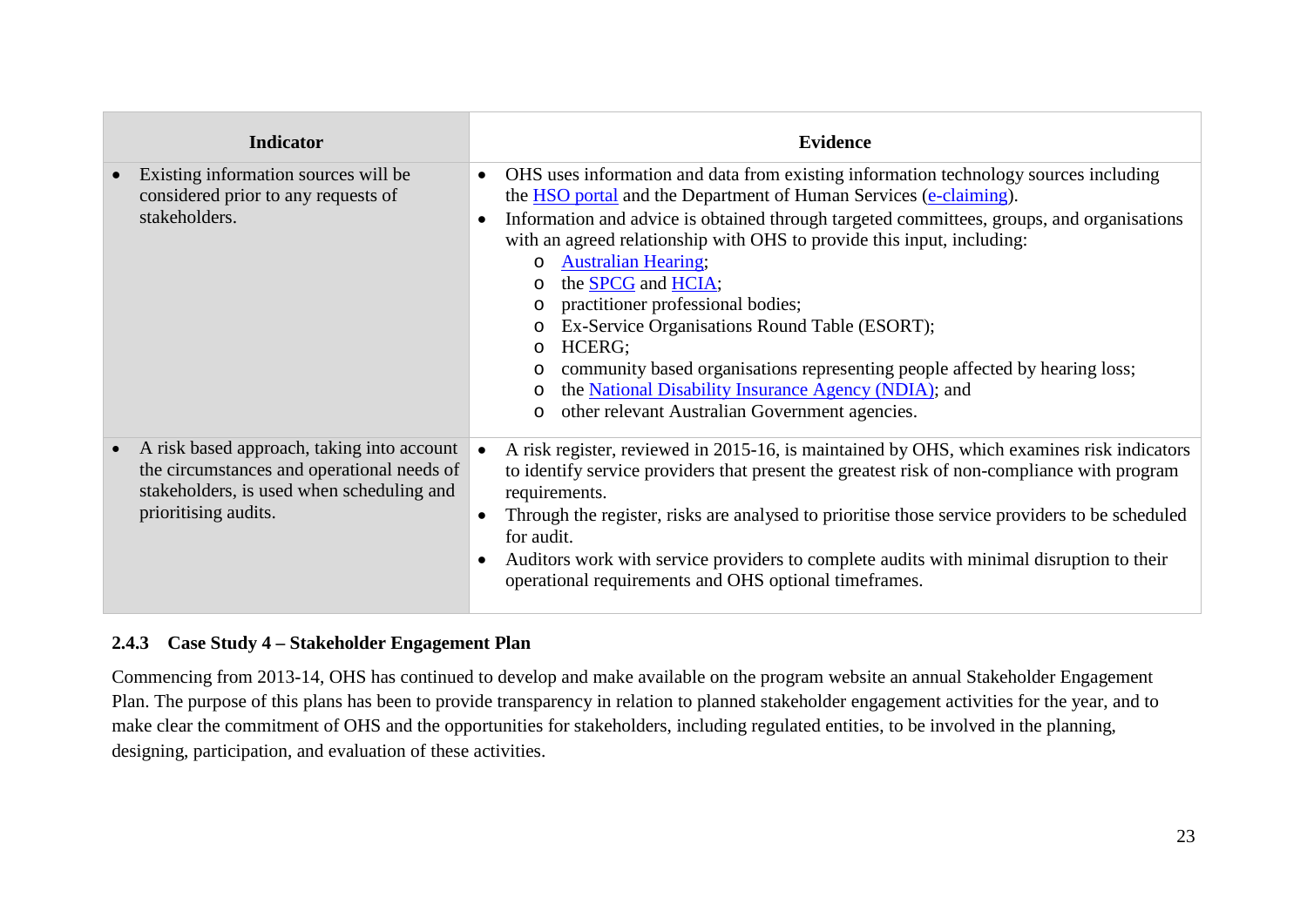| Indicator | Evidence |
| --- | --- |
| • Existing information sources will be considered prior to any requests of stakeholders. | • OHS uses information and data from existing information technology sources including the HSO portal and the Department of Human Services (e-claiming).<br>• Information and advice is obtained through targeted committees, groups, and organisations with an agreed relationship with OHS to provide this input, including:<br>  o Australian Hearing;<br>  o the SPCG and HCIA;<br>  o practitioner professional bodies;<br>  o Ex-Service Organisations Round Table (ESORT);<br>  o HCERG;<br>  o community based organisations representing people affected by hearing loss;<br>  o the National Disability Insurance Agency (NDIA); and<br>  o other relevant Australian Government agencies. |
| • A risk based approach, taking into account the circumstances and operational needs of stakeholders, is used when scheduling and prioritising audits. | • A risk register, reviewed in 2015-16, is maintained by OHS, which examines risk indicators to identify service providers that present the greatest risk of non-compliance with program requirements.<br>• Through the register, risks are analysed to prioritise those service providers to be scheduled for audit.<br>• Auditors work with service providers to complete audits with minimal disruption to their operational requirements and OHS optional timeframes. |

### 2.4.3 Case Study 4 – Stakeholder Engagement Plan

Commencing from 2013-14, OHS has continued to develop and make available on the program website an annual Stakeholder Engagement Plan. The purpose of this plans has been to provide transparency in relation to planned stakeholder engagement activities for the year, and to make clear the commitment of OHS and the opportunities for stakeholders, including regulated entities, to be involved in the planning, designing, participation, and evaluation of these activities.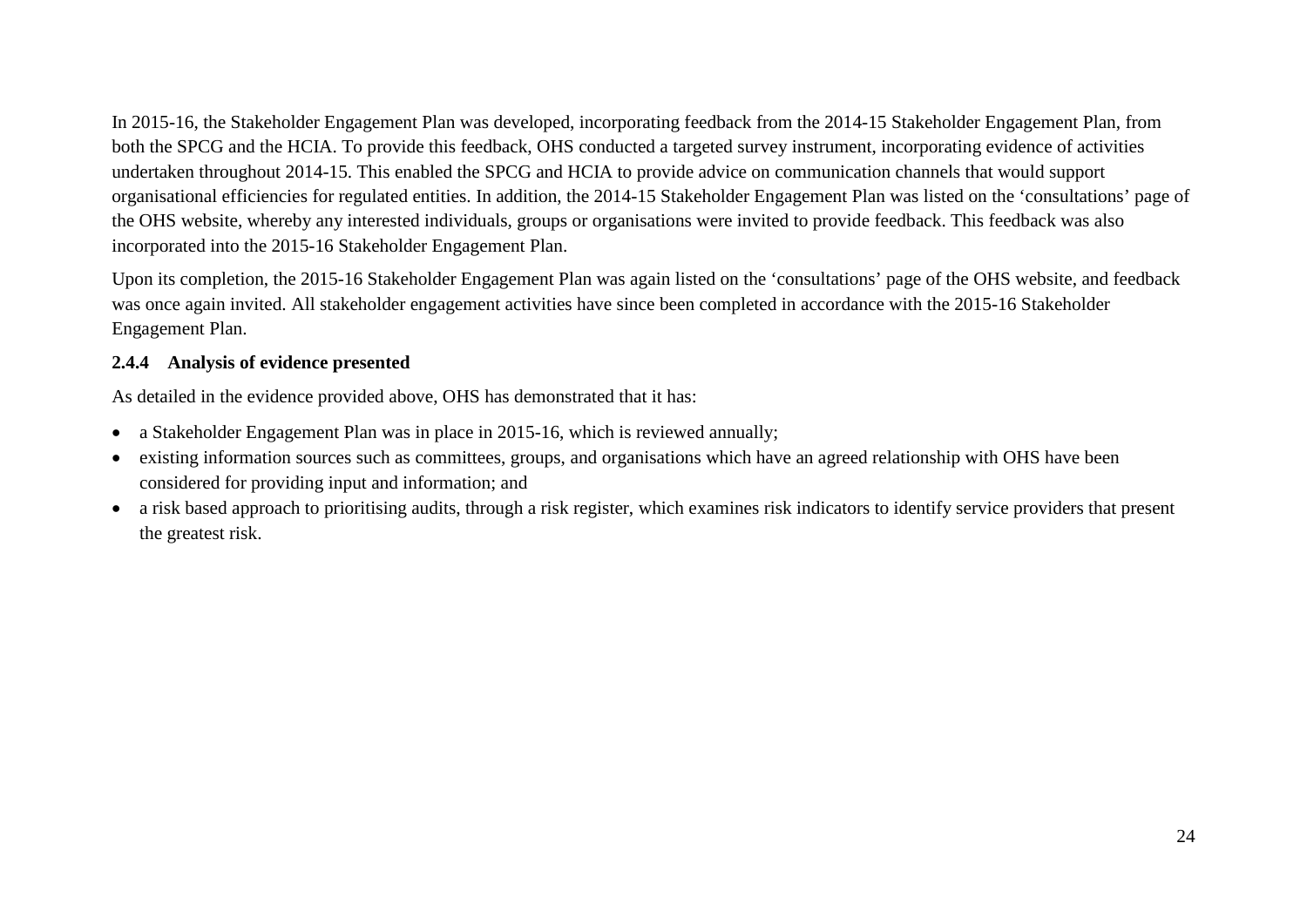In 2015-16, the Stakeholder Engagement Plan was developed, incorporating feedback from the 2014-15 Stakeholder Engagement Plan, from both the SPCG and the HCIA. To provide this feedback, OHS conducted a targeted survey instrument, incorporating evidence of activities undertaken throughout 2014-15. This enabled the SPCG and HCIA to provide advice on communication channels that would support organisational efficiencies for regulated entities. In addition, the 2014-15 Stakeholder Engagement Plan was listed on the 'consultations' page of the OHS website, whereby any interested individuals, groups or organisations were invited to provide feedback. This feedback was also incorporated into the 2015-16 Stakeholder Engagement Plan.

Upon its completion, the 2015-16 Stakeholder Engagement Plan was again listed on the 'consultations' page of the OHS website, and feedback was once again invited. All stakeholder engagement activities have since been completed in accordance with the 2015-16 Stakeholder Engagement Plan.

### 2.4.4 Analysis of evidence presented

As detailed in the evidence provided above, OHS has demonstrated that it has:

- a Stakeholder Engagement Plan was in place in 2015-16, which is reviewed annually;
- existing information sources such as committees, groups, and organisations which have an agreed relationship with OHS have been considered for providing input and information; and
- a risk based approach to prioritising audits, through a risk register, which examines risk indicators to identify service providers that present the greatest risk.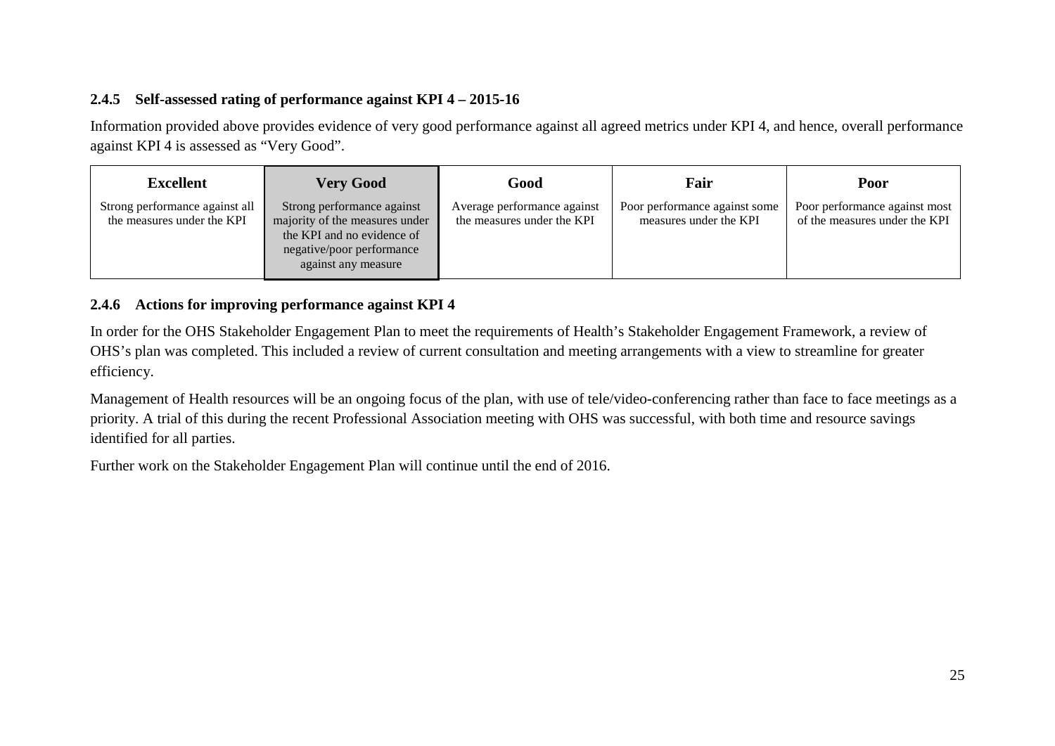### 2.4.5 Self-assessed rating of performance against KPI 4 – 2015-16

Information provided above provides evidence of very good performance against all agreed metrics under KPI 4, and hence, overall performance against KPI 4 is assessed as "Very Good".

| Excellent | Very Good | Good | Fair | Poor |
|---|---|---|---|---|
| Strong performance against all the measures under the KPI | Strong performance against majority of the measures under the KPI and no evidence of negative/poor performance against any measure | Average performance against the measures under the KPI | Poor performance against some measures under the KPI | Poor performance against most of the measures under the KPI |

### 2.4.6 Actions for improving performance against KPI 4

In order for the OHS Stakeholder Engagement Plan to meet the requirements of Health's Stakeholder Engagement Framework, a review of OHS's plan was completed. This included a review of current consultation and meeting arrangements with a view to streamline for greater efficiency.

Management of Health resources will be an ongoing focus of the plan, with use of tele/video-conferencing rather than face to face meetings as a priority. A trial of this during the recent Professional Association meeting with OHS was successful, with both time and resource savings identified for all parties.

Further work on the Stakeholder Engagement Plan will continue until the end of 2016.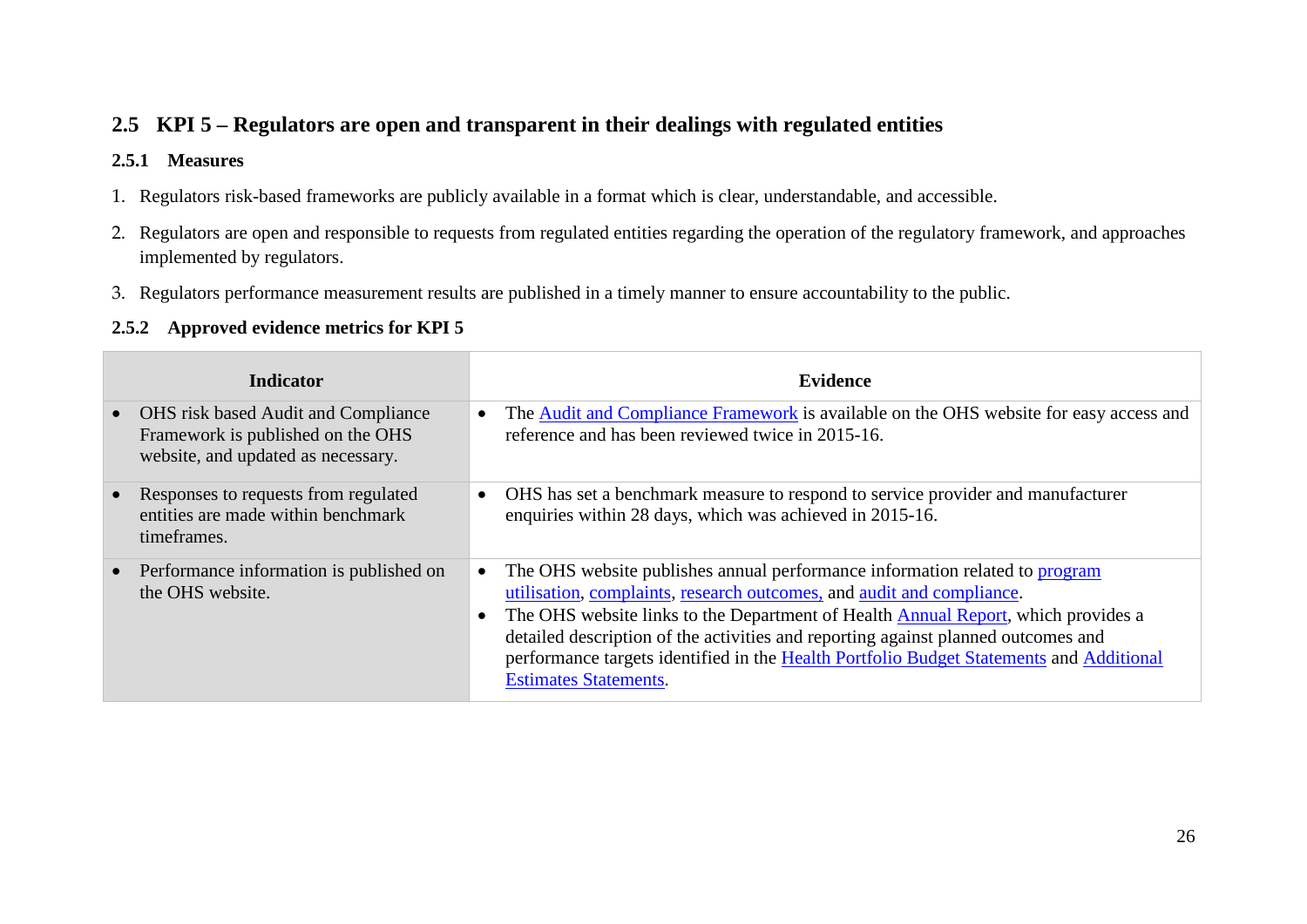## 2.5 KPI 5 – Regulators are open and transparent in their dealings with regulated entities

### 2.5.1 Measures

1. Regulators risk-based frameworks are publicly available in a format which is clear, understandable, and accessible.
2. Regulators are open and responsible to requests from regulated entities regarding the operation of the regulatory framework, and approaches implemented by regulators.
3. Regulators performance measurement results are published in a timely manner to ensure accountability to the public.

### 2.5.2 Approved evidence metrics for KPI 5

| Indicator | Evidence |
|---|---|
| • OHS risk based Audit and Compliance Framework is published on the OHS website, and updated as necessary. | • The Audit and Compliance Framework is available on the OHS website for easy access and reference and has been reviewed twice in 2015-16. |
| • Responses to requests from regulated entities are made within benchmark timeframes. | • OHS has set a benchmark measure to respond to service provider and manufacturer enquiries within 28 days, which was achieved in 2015-16. |
| • Performance information is published on the OHS website. | • The OHS website publishes annual performance information related to program utilisation, complaints, research outcomes, and audit and compliance.<br>• The OHS website links to the Department of Health Annual Report, which provides a detailed description of the activities and reporting against planned outcomes and performance targets identified in the Health Portfolio Budget Statements and Additional Estimates Statements. |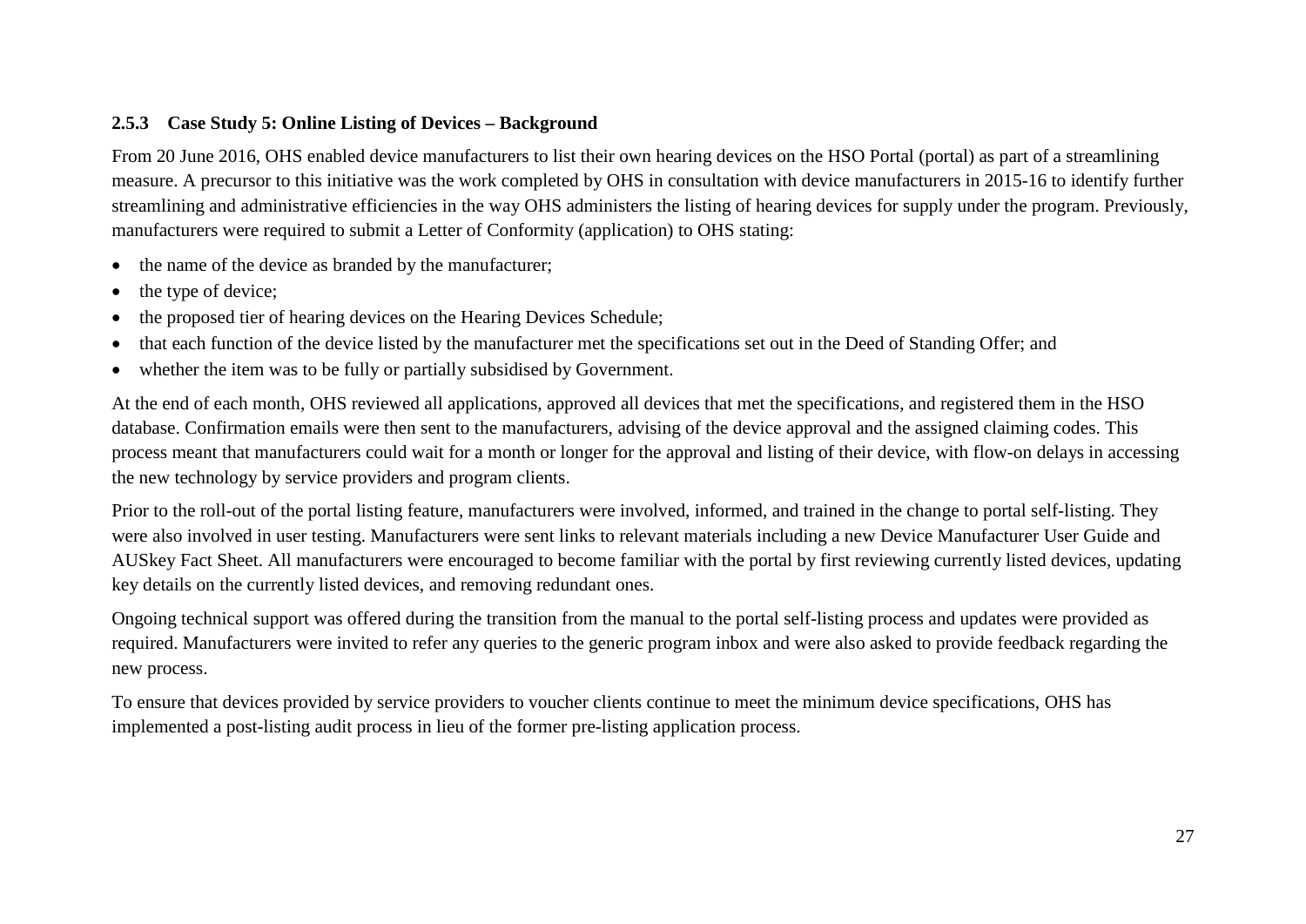### 2.5.3 Case Study 5: Online Listing of Devices – Background

From 20 June 2016, OHS enabled device manufacturers to list their own hearing devices on the HSO Portal (portal) as part of a streamlining measure. A precursor to this initiative was the work completed by OHS in consultation with device manufacturers in 2015-16 to identify further streamlining and administrative efficiencies in the way OHS administers the listing of hearing devices for supply under the program. Previously, manufacturers were required to submit a Letter of Conformity (application) to OHS stating:

- the name of the device as branded by the manufacturer;
- the type of device;
- the proposed tier of hearing devices on the Hearing Devices Schedule;
- that each function of the device listed by the manufacturer met the specifications set out in the Deed of Standing Offer; and
- whether the item was to be fully or partially subsidised by Government.

At the end of each month, OHS reviewed all applications, approved all devices that met the specifications, and registered them in the HSO database. Confirmation emails were then sent to the manufacturers, advising of the device approval and the assigned claiming codes. This process meant that manufacturers could wait for a month or longer for the approval and listing of their device, with flow-on delays in accessing the new technology by service providers and program clients.

Prior to the roll-out of the portal listing feature, manufacturers were involved, informed, and trained in the change to portal self-listing. They were also involved in user testing. Manufacturers were sent links to relevant materials including a new Device Manufacturer User Guide and AUSkey Fact Sheet. All manufacturers were encouraged to become familiar with the portal by first reviewing currently listed devices, updating key details on the currently listed devices, and removing redundant ones.

Ongoing technical support was offered during the transition from the manual to the portal self-listing process and updates were provided as required. Manufacturers were invited to refer any queries to the generic program inbox and were also asked to provide feedback regarding the new process.

To ensure that devices provided by service providers to voucher clients continue to meet the minimum device specifications, OHS has implemented a post-listing audit process in lieu of the former pre-listing application process.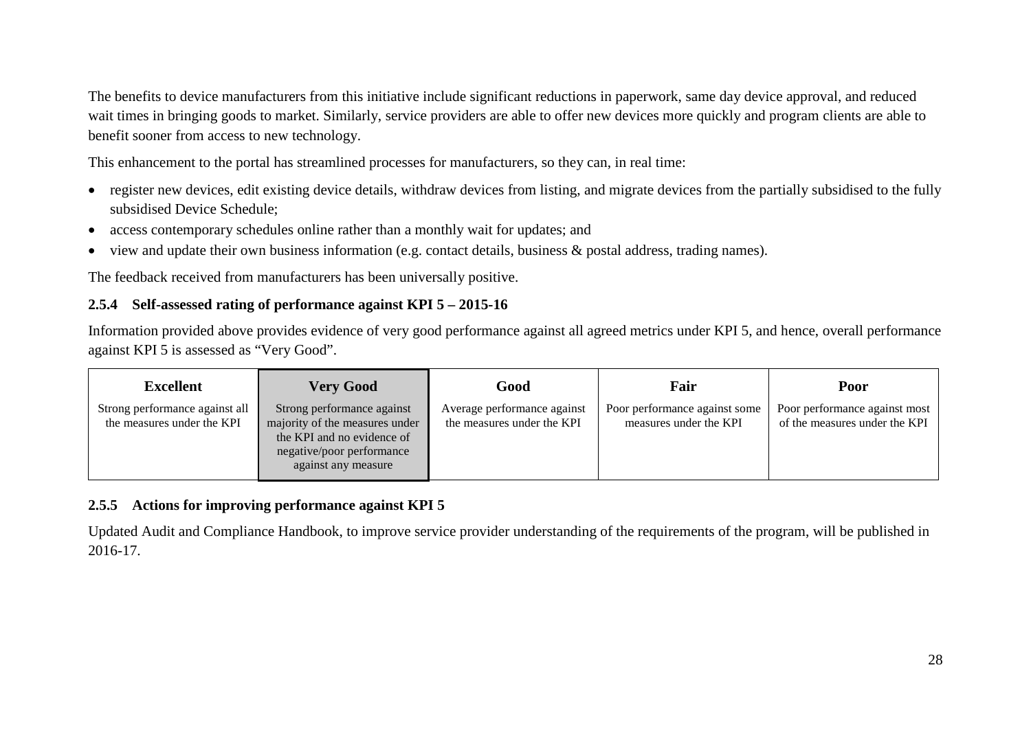The benefits to device manufacturers from this initiative include significant reductions in paperwork, same day device approval, and reduced wait times in bringing goods to market. Similarly, service providers are able to offer new devices more quickly and program clients are able to benefit sooner from access to new technology.

This enhancement to the portal has streamlined processes for manufacturers, so they can, in real time:

- register new devices, edit existing device details, withdraw devices from listing, and migrate devices from the partially subsidised to the fully subsidised Device Schedule;
- access contemporary schedules online rather than a monthly wait for updates; and
- view and update their own business information (e.g. contact details, business & postal address, trading names).

The feedback received from manufacturers has been universally positive.

### 2.5.4 Self-assessed rating of performance against KPI 5 – 2015-16

Information provided above provides evidence of very good performance against all agreed metrics under KPI 5, and hence, overall performance against KPI 5 is assessed as "Very Good".

| Excellent | **Very Good** | Good | Fair | Poor |
|---|---|---|---|---|
| Strong performance against all the measures under the KPI | Strong performance against majority of the measures under the KPI and no evidence of negative/poor performance against any measure | Average performance against the measures under the KPI | Poor performance against some measures under the KPI | Poor performance against most of the measures under the KPI |

### 2.5.5 Actions for improving performance against KPI 5

Updated Audit and Compliance Handbook, to improve service provider understanding of the requirements of the program, will be published in 2016-17.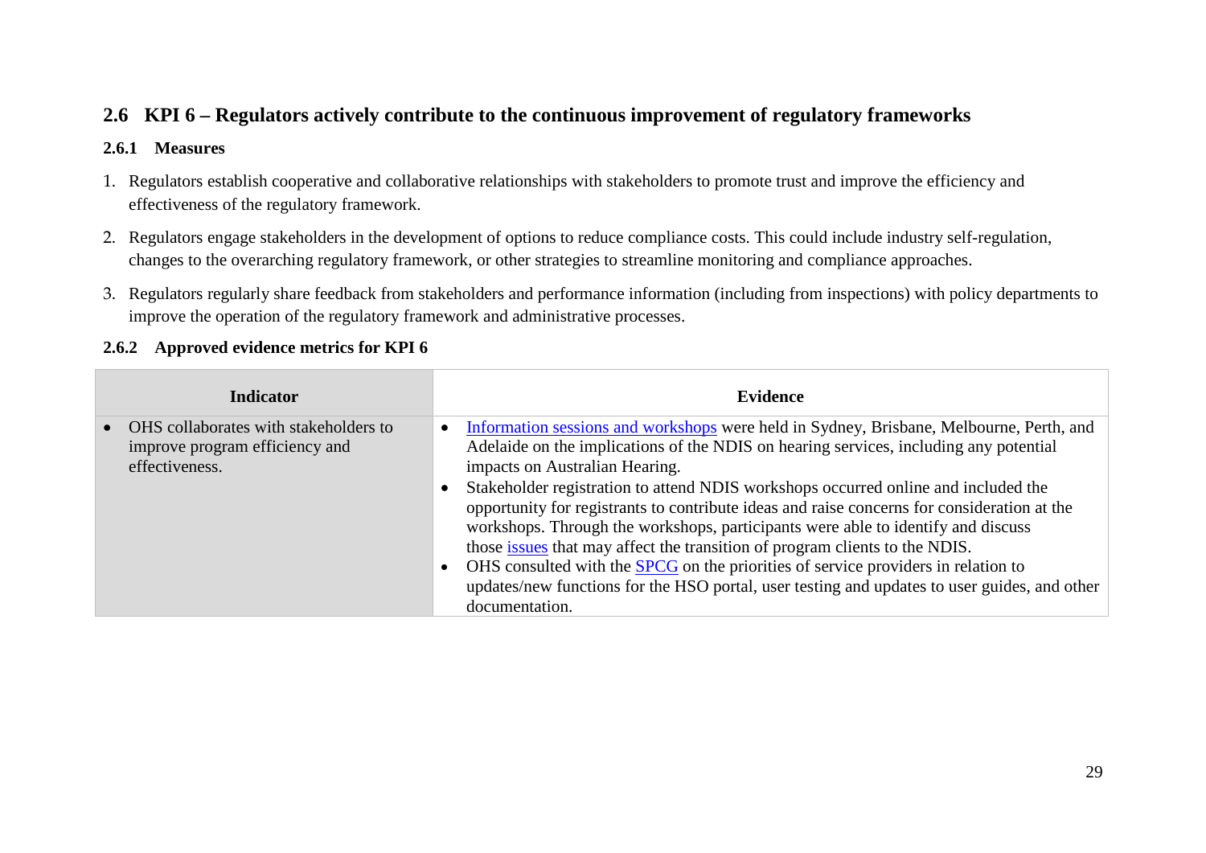## 2.6 KPI 6 – Regulators actively contribute to the continuous improvement of regulatory frameworks

### 2.6.1 Measures

1. Regulators establish cooperative and collaborative relationships with stakeholders to promote trust and improve the efficiency and effectiveness of the regulatory framework.
2. Regulators engage stakeholders in the development of options to reduce compliance costs. This could include industry self-regulation, changes to the overarching regulatory framework, or other strategies to streamline monitoring and compliance approaches.
3. Regulators regularly share feedback from stakeholders and performance information (including from inspections) with policy departments to improve the operation of the regulatory framework and administrative processes.

### 2.6.2 Approved evidence metrics for KPI 6

| Indicator | Evidence |
|---|---|
| • OHS collaborates with stakeholders to improve program efficiency and effectiveness. | • Information sessions and workshops were held in Sydney, Brisbane, Melbourne, Perth, and Adelaide on the implications of the NDIS on hearing services, including any potential impacts on Australian Hearing.<br>• Stakeholder registration to attend NDIS workshops occurred online and included the opportunity for registrants to contribute ideas and raise concerns for consideration at the workshops. Through the workshops, participants were able to identify and discuss those issues that may affect the transition of program clients to the NDIS.<br>• OHS consulted with the SPCG on the priorities of service providers in relation to updates/new functions for the HSO portal, user testing and updates to user guides, and other documentation. |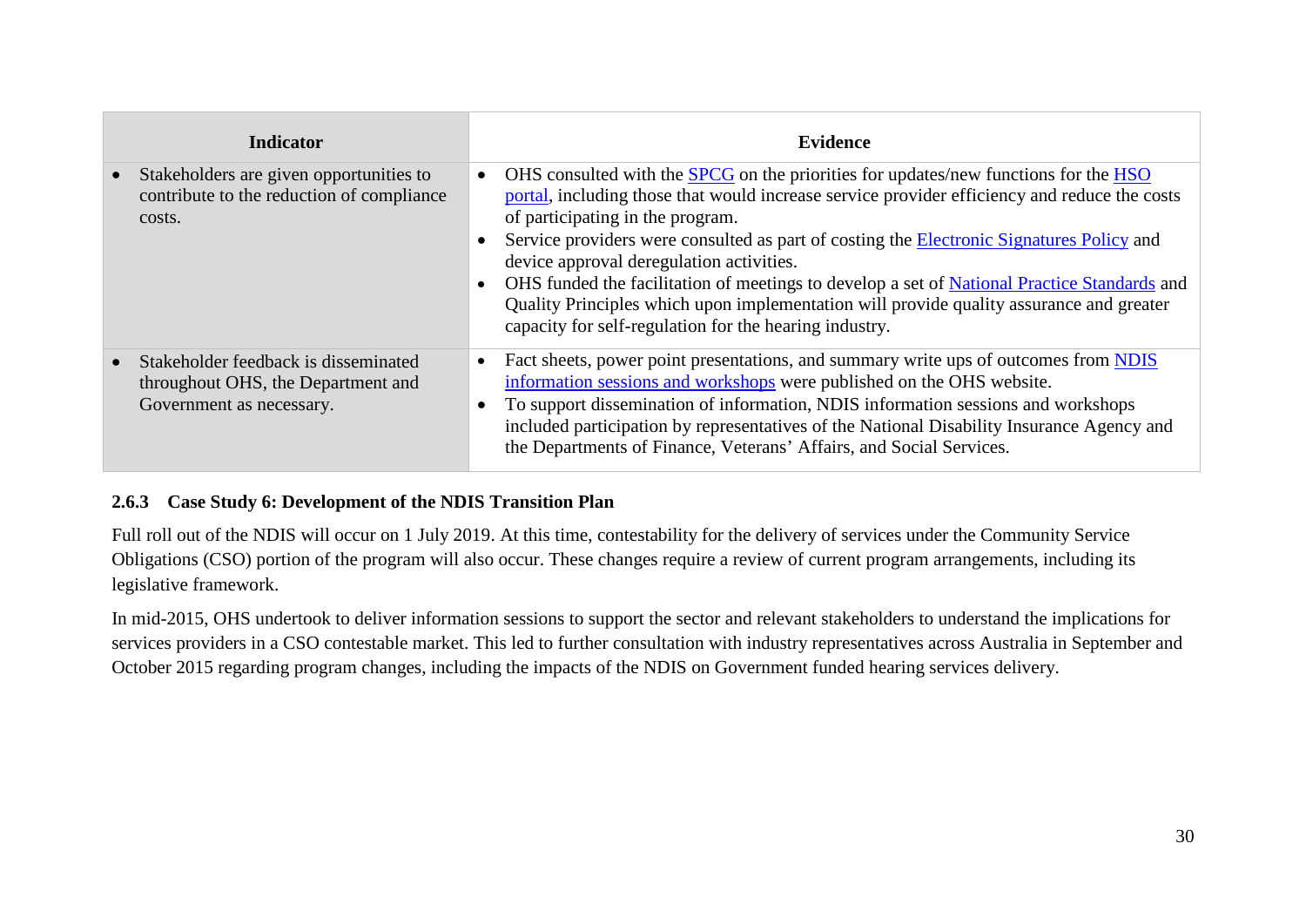| Indicator | Evidence |
| --- | --- |
| • Stakeholders are given opportunities to contribute to the reduction of compliance costs. | • OHS consulted with the SPCG on the priorities for updates/new functions for the HSO portal, including those that would increase service provider efficiency and reduce the costs of participating in the program.<br>• Service providers were consulted as part of costing the Electronic Signatures Policy and device approval deregulation activities.<br>• OHS funded the facilitation of meetings to develop a set of National Practice Standards and Quality Principles which upon implementation will provide quality assurance and greater capacity for self-regulation for the hearing industry. |
| • Stakeholder feedback is disseminated throughout OHS, the Department and Government as necessary. | • Fact sheets, power point presentations, and summary write ups of outcomes from NDIS information sessions and workshops were published on the OHS website.<br>• To support dissemination of information, NDIS information sessions and workshops included participation by representatives of the National Disability Insurance Agency and the Departments of Finance, Veterans' Affairs, and Social Services. |

### 2.6.3 Case Study 6: Development of the NDIS Transition Plan

Full roll out of the NDIS will occur on 1 July 2019. At this time, contestability for the delivery of services under the Community Service Obligations (CSO) portion of the program will also occur. These changes require a review of current program arrangements, including its legislative framework.

In mid-2015, OHS undertook to deliver information sessions to support the sector and relevant stakeholders to understand the implications for services providers in a CSO contestable market. This led to further consultation with industry representatives across Australia in September and October 2015 regarding program changes, including the impacts of the NDIS on Government funded hearing services delivery.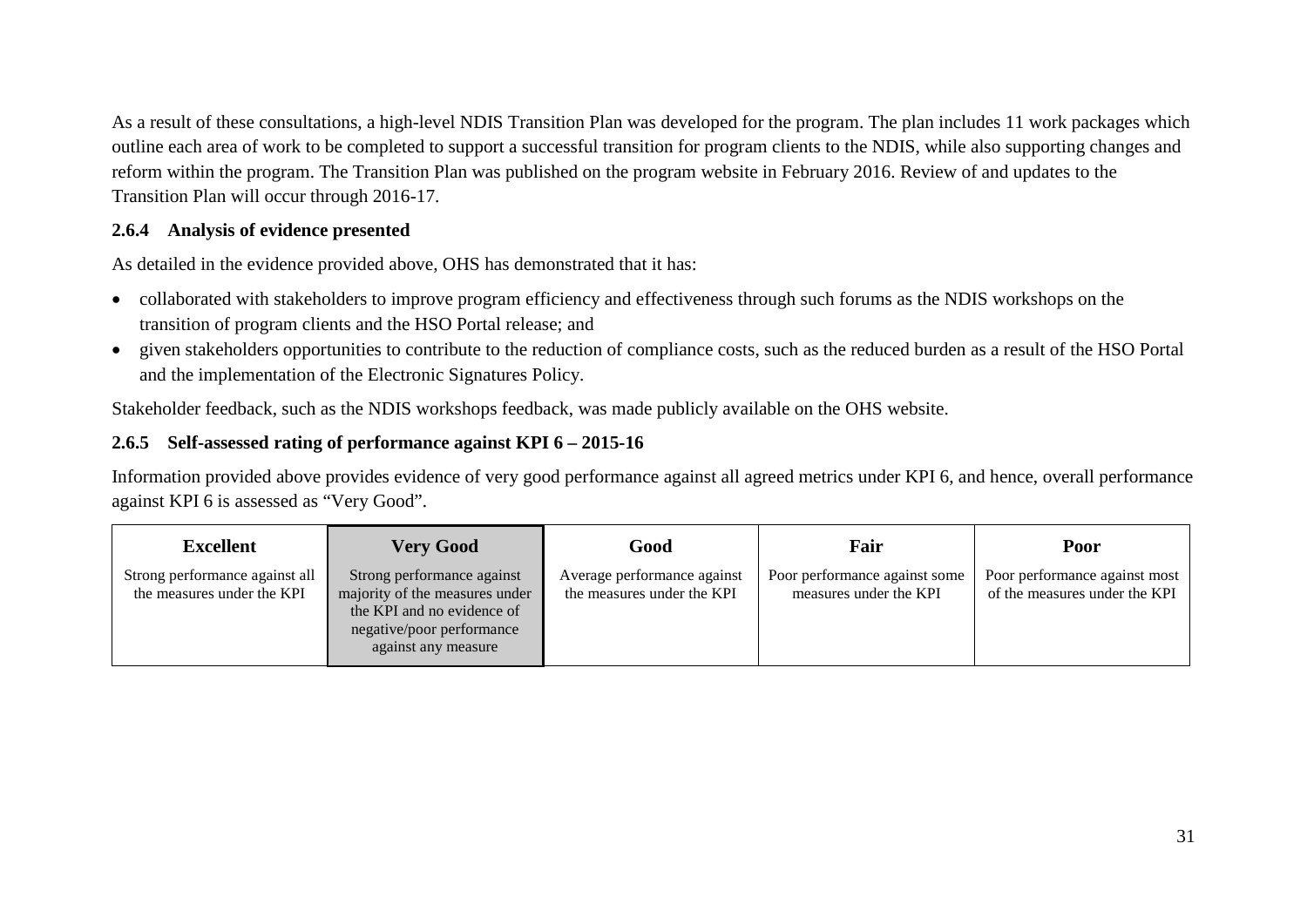As a result of these consultations, a high-level NDIS Transition Plan was developed for the program. The plan includes 11 work packages which outline each area of work to be completed to support a successful transition for program clients to the NDIS, while also supporting changes and reform within the program. The Transition Plan was published on the program website in February 2016. Review of and updates to the Transition Plan will occur through 2016-17.

### 2.6.4 Analysis of evidence presented

As detailed in the evidence provided above, OHS has demonstrated that it has:

- collaborated with stakeholders to improve program efficiency and effectiveness through such forums as the NDIS workshops on the transition of program clients and the HSO Portal release; and
- given stakeholders opportunities to contribute to the reduction of compliance costs, such as the reduced burden as a result of the HSO Portal and the implementation of the Electronic Signatures Policy.

Stakeholder feedback, such as the NDIS workshops feedback, was made publicly available on the OHS website.

### 2.6.5 Self-assessed rating of performance against KPI 6 – 2015-16

Information provided above provides evidence of very good performance against all agreed metrics under KPI 6, and hence, overall performance against KPI 6 is assessed as "Very Good".

| Excellent | Very Good | Good | Fair | Poor |
|---|---|---|---|---|
| Strong performance against all the measures under the KPI | Strong performance against majority of the measures under the KPI and no evidence of negative/poor performance against any measure | Average performance against the measures under the KPI | Poor performance against some measures under the KPI | Poor performance against most of the measures under the KPI |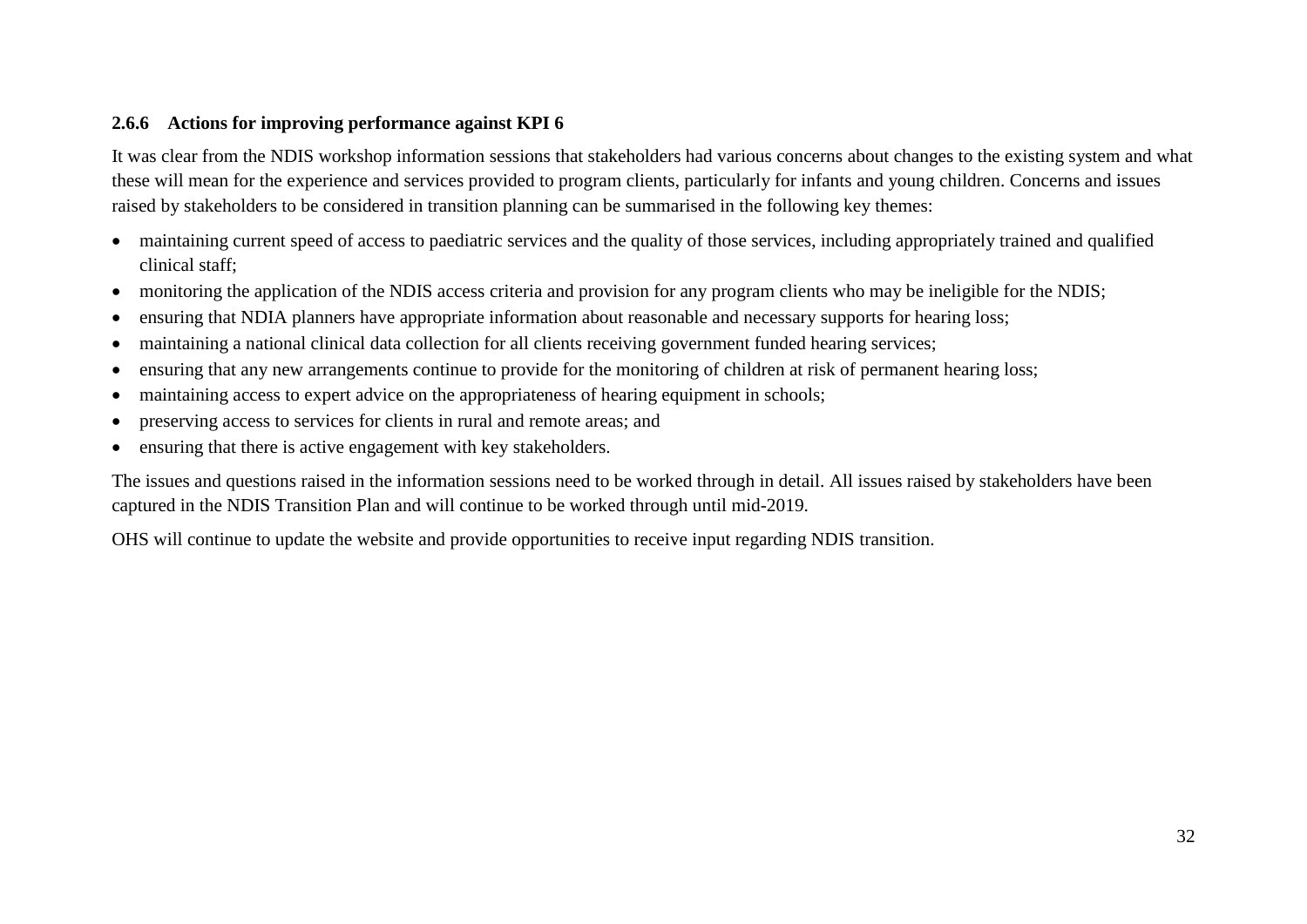### 2.6.6 Actions for improving performance against KPI 6

It was clear from the NDIS workshop information sessions that stakeholders had various concerns about changes to the existing system and what these will mean for the experience and services provided to program clients, particularly for infants and young children. Concerns and issues raised by stakeholders to be considered in transition planning can be summarised in the following key themes:

- maintaining current speed of access to paediatric services and the quality of those services, including appropriately trained and qualified clinical staff;
- monitoring the application of the NDIS access criteria and provision for any program clients who may be ineligible for the NDIS;
- ensuring that NDIA planners have appropriate information about reasonable and necessary supports for hearing loss;
- maintaining a national clinical data collection for all clients receiving government funded hearing services;
- ensuring that any new arrangements continue to provide for the monitoring of children at risk of permanent hearing loss;
- maintaining access to expert advice on the appropriateness of hearing equipment in schools;
- preserving access to services for clients in rural and remote areas; and
- ensuring that there is active engagement with key stakeholders.

The issues and questions raised in the information sessions need to be worked through in detail. All issues raised by stakeholders have been captured in the NDIS Transition Plan and will continue to be worked through until mid-2019.

OHS will continue to update the website and provide opportunities to receive input regarding NDIS transition.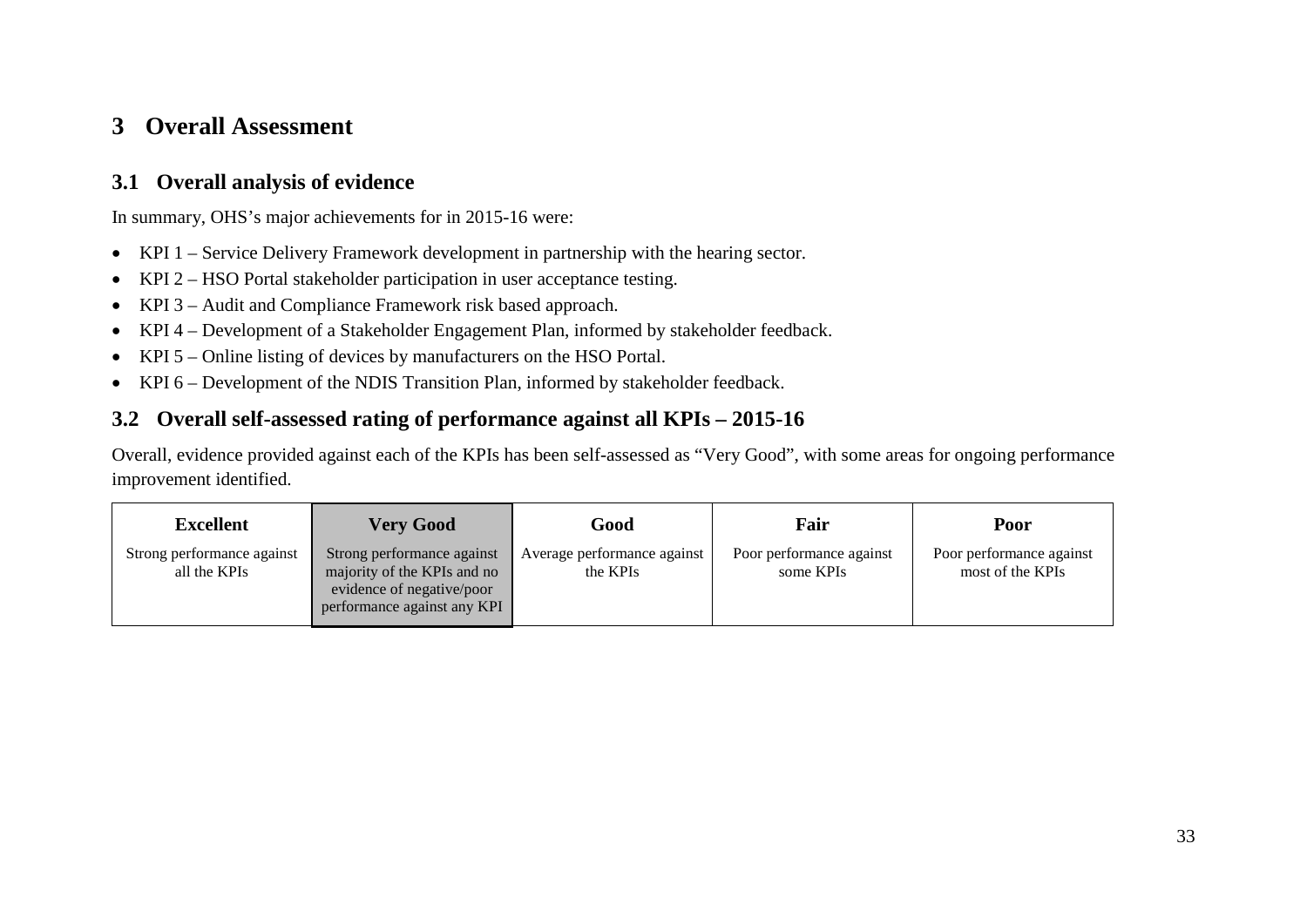# 3 Overall Assessment

## 3.1 Overall analysis of evidence

In summary, OHS's major achievements for in 2015-16 were:

- KPI 1 – Service Delivery Framework development in partnership with the hearing sector.
- KPI 2 – HSO Portal stakeholder participation in user acceptance testing.
- KPI 3 – Audit and Compliance Framework risk based approach.
- KPI 4 – Development of a Stakeholder Engagement Plan, informed by stakeholder feedback.
- KPI 5 – Online listing of devices by manufacturers on the HSO Portal.
- KPI 6 – Development of the NDIS Transition Plan, informed by stakeholder feedback.

## 3.2 Overall self-assessed rating of performance against all KPIs – 2015-16

Overall, evidence provided against each of the KPIs has been self-assessed as "Very Good", with some areas for ongoing performance improvement identified.

| Excellent | Very Good | Good | Fair | Poor |
|---|---|---|---|---|
| Strong performance against all the KPIs | Strong performance against majority of the KPIs and no evidence of negative/poor performance against any KPI | Average performance against the KPIs | Poor performance against some KPIs | Poor performance against most of the KPIs |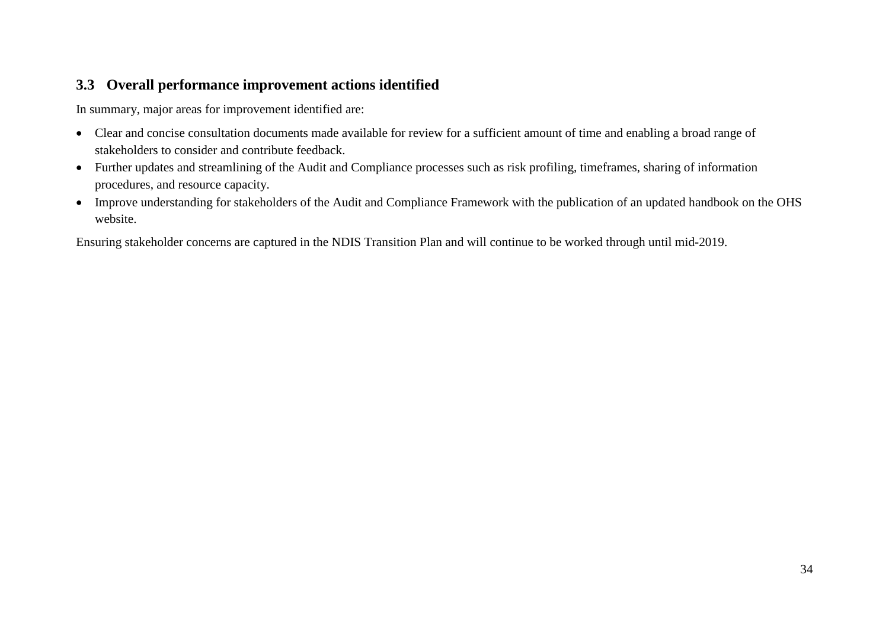## 3.3 Overall performance improvement actions identified

In summary, major areas for improvement identified are:

- Clear and concise consultation documents made available for review for a sufficient amount of time and enabling a broad range of stakeholders to consider and contribute feedback.
- Further updates and streamlining of the Audit and Compliance processes such as risk profiling, timeframes, sharing of information procedures, and resource capacity.
- Improve understanding for stakeholders of the Audit and Compliance Framework with the publication of an updated handbook on the OHS website.

Ensuring stakeholder concerns are captured in the NDIS Transition Plan and will continue to be worked through until mid-2019.